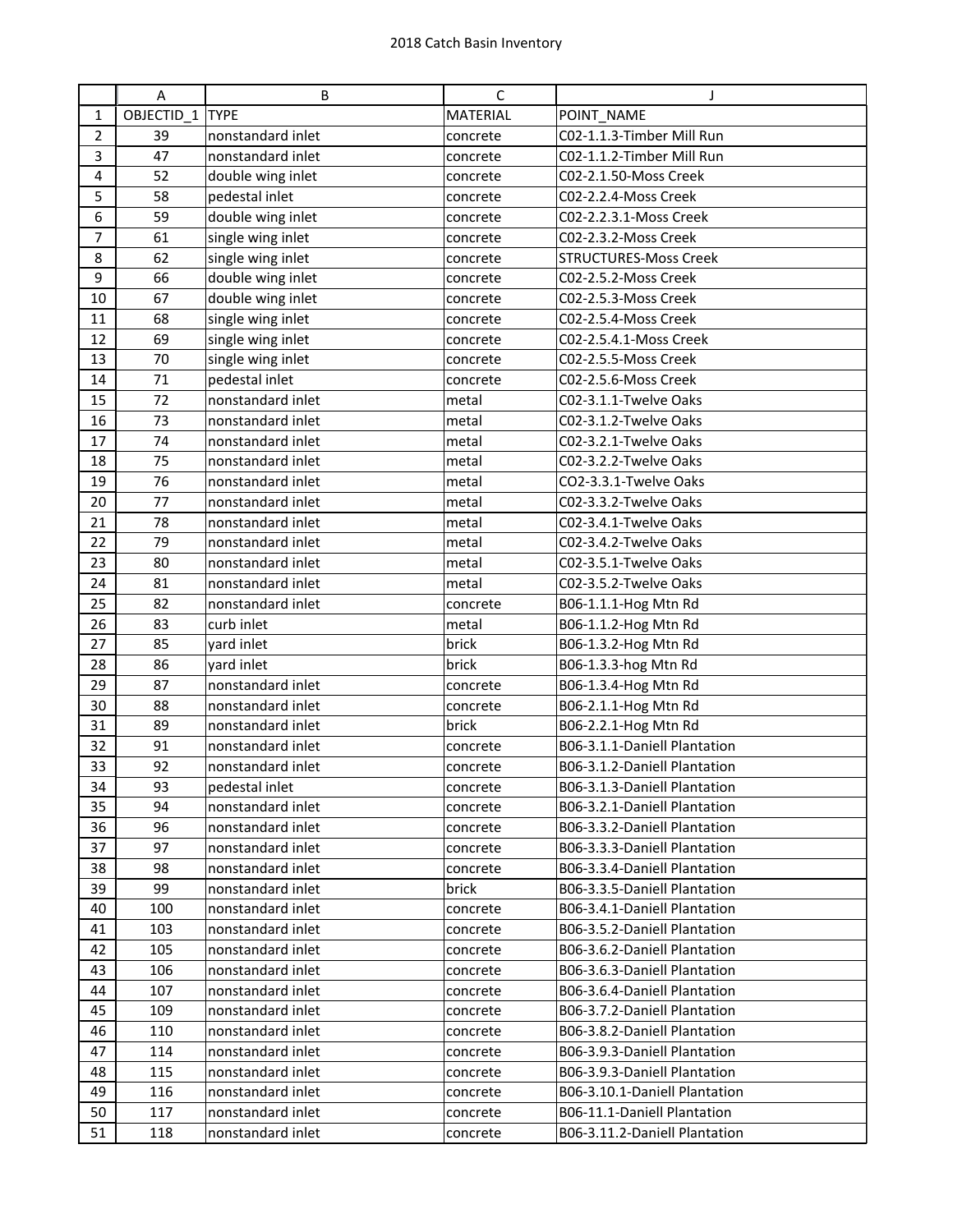# 2018 Catch Basin Inventory

| | A | B | C | J |
|---|---|---|---|---|
| 1 | OBJECTID_1 | TYPE | MATERIAL | POINT_NAME |
| 2 | 39 | nonstandard inlet | concrete | C02-1.1.3-Timber Mill Run |
| 3 | 47 | nonstandard inlet | concrete | C02-1.1.2-Timber Mill Run |
| 4 | 52 | double wing inlet | concrete | C02-2.1.50-Moss Creek |
| 5 | 58 | pedestal inlet | concrete | C02-2.2.4-Moss Creek |
| 6 | 59 | double wing inlet | concrete | C02-2.2.3.1-Moss Creek |
| 7 | 61 | single wing inlet | concrete | C02-2.3.2-Moss Creek |
| 8 | 62 | single wing inlet | concrete | STRUCTURES-Moss Creek |
| 9 | 66 | double wing inlet | concrete | C02-2.5.2-Moss Creek |
| 10 | 67 | double wing inlet | concrete | C02-2.5.3-Moss Creek |
| 11 | 68 | single wing inlet | concrete | C02-2.5.4-Moss Creek |
| 12 | 69 | single wing inlet | concrete | C02-2.5.4.1-Moss Creek |
| 13 | 70 | single wing inlet | concrete | C02-2.5.5-Moss Creek |
| 14 | 71 | pedestal inlet | concrete | C02-2.5.6-Moss Creek |
| 15 | 72 | nonstandard inlet | metal | C02-3.1.1-Twelve Oaks |
| 16 | 73 | nonstandard inlet | metal | C02-3.1.2-Twelve Oaks |
| 17 | 74 | nonstandard inlet | metal | C02-3.2.1-Twelve Oaks |
| 18 | 75 | nonstandard inlet | metal | C02-3.2.2-Twelve Oaks |
| 19 | 76 | nonstandard inlet | metal | CO2-3.3.1-Twelve Oaks |
| 20 | 77 | nonstandard inlet | metal | C02-3.3.2-Twelve Oaks |
| 21 | 78 | nonstandard inlet | metal | C02-3.4.1-Twelve Oaks |
| 22 | 79 | nonstandard inlet | metal | C02-3.4.2-Twelve Oaks |
| 23 | 80 | nonstandard inlet | metal | C02-3.5.1-Twelve Oaks |
| 24 | 81 | nonstandard inlet | metal | C02-3.5.2-Twelve Oaks |
| 25 | 82 | nonstandard inlet | concrete | B06-1.1.1-Hog Mtn Rd |
| 26 | 83 | curb inlet | metal | B06-1.1.2-Hog Mtn Rd |
| 27 | 85 | yard inlet | brick | B06-1.3.2-Hog Mtn Rd |
| 28 | 86 | yard inlet | brick | B06-1.3.3-hog Mtn Rd |
| 29 | 87 | nonstandard inlet | concrete | B06-1.3.4-Hog Mtn Rd |
| 30 | 88 | nonstandard inlet | concrete | B06-2.1.1-Hog Mtn Rd |
| 31 | 89 | nonstandard inlet | brick | B06-2.2.1-Hog Mtn Rd |
| 32 | 91 | nonstandard inlet | concrete | B06-3.1.1-Daniell Plantation |
| 33 | 92 | nonstandard inlet | concrete | B06-3.1.2-Daniell Plantation |
| 34 | 93 | pedestal inlet | concrete | B06-3.1.3-Daniell Plantation |
| 35 | 94 | nonstandard inlet | concrete | B06-3.2.1-Daniell Plantation |
| 36 | 96 | nonstandard inlet | concrete | B06-3.3.2-Daniell Plantation |
| 37 | 97 | nonstandard inlet | concrete | B06-3.3.3-Daniell Plantation |
| 38 | 98 | nonstandard inlet | concrete | B06-3.3.4-Daniell Plantation |
| 39 | 99 | nonstandard inlet | brick | B06-3.3.5-Daniell Plantation |
| 40 | 100 | nonstandard inlet | concrete | B06-3.4.1-Daniell Plantation |
| 41 | 103 | nonstandard inlet | concrete | B06-3.5.2-Daniell Plantation |
| 42 | 105 | nonstandard inlet | concrete | B06-3.6.2-Daniell Plantation |
| 43 | 106 | nonstandard inlet | concrete | B06-3.6.3-Daniell Plantation |
| 44 | 107 | nonstandard inlet | concrete | B06-3.6.4-Daniell Plantation |
| 45 | 109 | nonstandard inlet | concrete | B06-3.7.2-Daniell Plantation |
| 46 | 110 | nonstandard inlet | concrete | B06-3.8.2-Daniell Plantation |
| 47 | 114 | nonstandard inlet | concrete | B06-3.9.3-Daniell Plantation |
| 48 | 115 | nonstandard inlet | concrete | B06-3.9.3-Daniell Plantation |
| 49 | 116 | nonstandard inlet | concrete | B06-3.10.1-Daniell Plantation |
| 50 | 117 | nonstandard inlet | concrete | B06-11.1-Daniell Plantation |
| 51 | 118 | nonstandard inlet | concrete | B06-3.11.2-Daniell Plantation |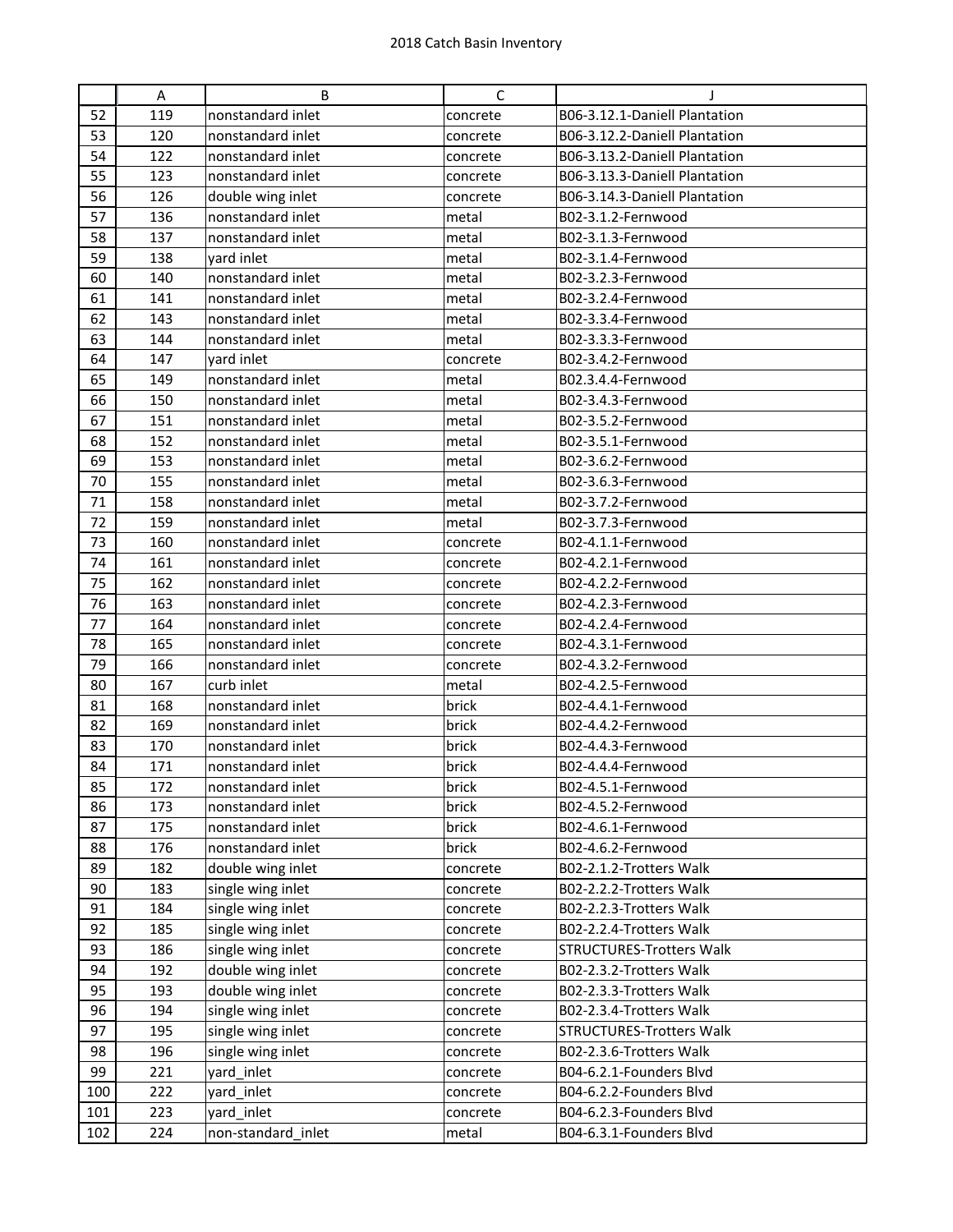|  | A | B | C | J |
|---|---|---|---|---|
| 52 | 119 | nonstandard inlet | concrete | B06-3.12.1-Daniell Plantation |
| 53 | 120 | nonstandard inlet | concrete | B06-3.12.2-Daniell Plantation |
| 54 | 122 | nonstandard inlet | concrete | B06-3.13.2-Daniell Plantation |
| 55 | 123 | nonstandard inlet | concrete | B06-3.13.3-Daniell Plantation |
| 56 | 126 | double wing inlet | concrete | B06-3.14.3-Daniell Plantation |
| 57 | 136 | nonstandard inlet | metal | B02-3.1.2-Fernwood |
| 58 | 137 | nonstandard inlet | metal | B02-3.1.3-Fernwood |
| 59 | 138 | yard inlet | metal | B02-3.1.4-Fernwood |
| 60 | 140 | nonstandard inlet | metal | B02-3.2.3-Fernwood |
| 61 | 141 | nonstandard inlet | metal | B02-3.2.4-Fernwood |
| 62 | 143 | nonstandard inlet | metal | B02-3.3.4-Fernwood |
| 63 | 144 | nonstandard inlet | metal | B02-3.3.3-Fernwood |
| 64 | 147 | yard inlet | concrete | B02-3.4.2-Fernwood |
| 65 | 149 | nonstandard inlet | metal | B02.3.4.4-Fernwood |
| 66 | 150 | nonstandard inlet | metal | B02-3.4.3-Fernwood |
| 67 | 151 | nonstandard inlet | metal | B02-3.5.2-Fernwood |
| 68 | 152 | nonstandard inlet | metal | B02-3.5.1-Fernwood |
| 69 | 153 | nonstandard inlet | metal | B02-3.6.2-Fernwood |
| 70 | 155 | nonstandard inlet | metal | B02-3.6.3-Fernwood |
| 71 | 158 | nonstandard inlet | metal | B02-3.7.2-Fernwood |
| 72 | 159 | nonstandard inlet | metal | B02-3.7.3-Fernwood |
| 73 | 160 | nonstandard inlet | concrete | B02-4.1.1-Fernwood |
| 74 | 161 | nonstandard inlet | concrete | B02-4.2.1-Fernwood |
| 75 | 162 | nonstandard inlet | concrete | B02-4.2.2-Fernwood |
| 76 | 163 | nonstandard inlet | concrete | B02-4.2.3-Fernwood |
| 77 | 164 | nonstandard inlet | concrete | B02-4.2.4-Fernwood |
| 78 | 165 | nonstandard inlet | concrete | B02-4.3.1-Fernwood |
| 79 | 166 | nonstandard inlet | concrete | B02-4.3.2-Fernwood |
| 80 | 167 | curb inlet | metal | B02-4.2.5-Fernwood |
| 81 | 168 | nonstandard inlet | brick | B02-4.4.1-Fernwood |
| 82 | 169 | nonstandard inlet | brick | B02-4.4.2-Fernwood |
| 83 | 170 | nonstandard inlet | brick | B02-4.4.3-Fernwood |
| 84 | 171 | nonstandard inlet | brick | B02-4.4.4-Fernwood |
| 85 | 172 | nonstandard inlet | brick | B02-4.5.1-Fernwood |
| 86 | 173 | nonstandard inlet | brick | B02-4.5.2-Fernwood |
| 87 | 175 | nonstandard inlet | brick | B02-4.6.1-Fernwood |
| 88 | 176 | nonstandard inlet | brick | B02-4.6.2-Fernwood |
| 89 | 182 | double wing inlet | concrete | B02-2.1.2-Trotters Walk |
| 90 | 183 | single wing inlet | concrete | B02-2.2.2-Trotters Walk |
| 91 | 184 | single wing inlet | concrete | B02-2.2.3-Trotters Walk |
| 92 | 185 | single wing inlet | concrete | B02-2.2.4-Trotters Walk |
| 93 | 186 | single wing inlet | concrete | STRUCTURES-Trotters Walk |
| 94 | 192 | double wing inlet | concrete | B02-2.3.2-Trotters Walk |
| 95 | 193 | double wing inlet | concrete | B02-2.3.3-Trotters Walk |
| 96 | 194 | single wing inlet | concrete | B02-2.3.4-Trotters Walk |
| 97 | 195 | single wing inlet | concrete | STRUCTURES-Trotters Walk |
| 98 | 196 | single wing inlet | concrete | B02-2.3.6-Trotters Walk |
| 99 | 221 | yard_inlet | concrete | B04-6.2.1-Founders Blvd |
| 100 | 222 | yard_inlet | concrete | B04-6.2.2-Founders Blvd |
| 101 | 223 | yard_inlet | concrete | B04-6.2.3-Founders Blvd |
| 102 | 224 | non-standard_inlet | metal | B04-6.3.1-Founders Blvd |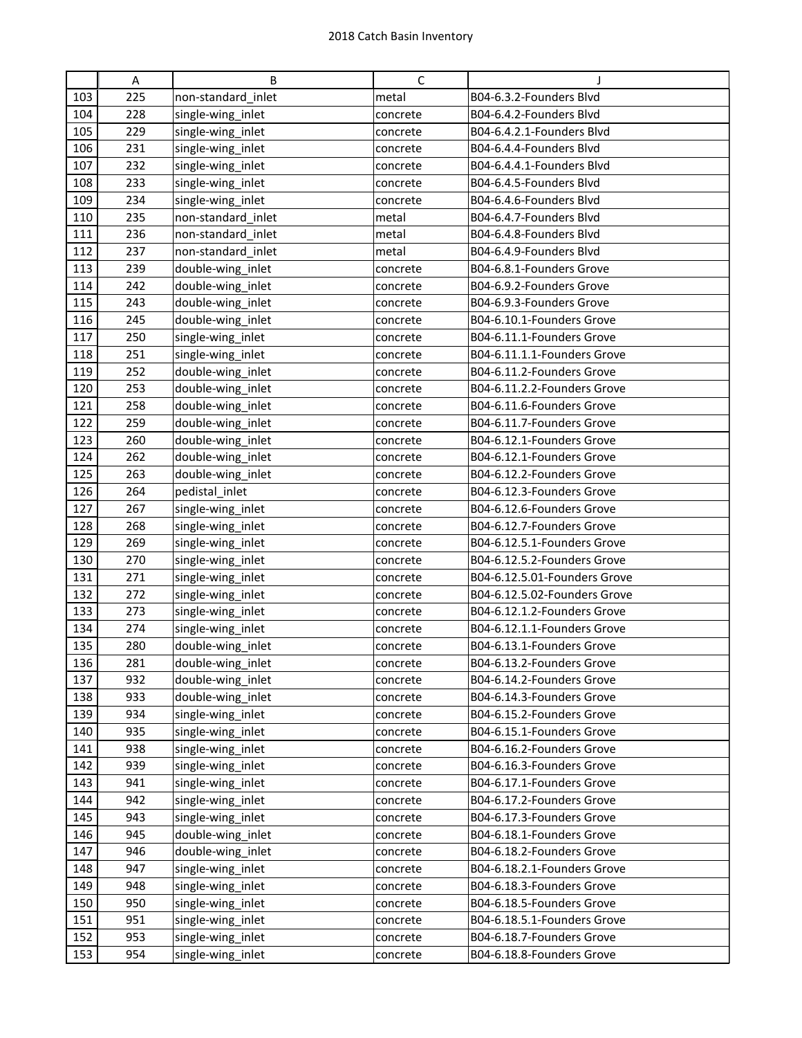# 2018 Catch Basin Inventory

| | A | B | C | J |
|---|---|---|---|---|
| 103 | 225 | non-standard_inlet | metal | B04-6.3.2-Founders Blvd |
| 104 | 228 | single-wing_inlet | concrete | B04-6.4.2-Founders Blvd |
| 105 | 229 | single-wing_inlet | concrete | B04-6.4.2.1-Founders Blvd |
| 106 | 231 | single-wing_inlet | concrete | B04-6.4.4-Founders Blvd |
| 107 | 232 | single-wing_inlet | concrete | B04-6.4.4.1-Founders Blvd |
| 108 | 233 | single-wing_inlet | concrete | B04-6.4.5-Founders Blvd |
| 109 | 234 | single-wing_inlet | concrete | B04-6.4.6-Founders Blvd |
| 110 | 235 | non-standard_inlet | metal | B04-6.4.7-Founders Blvd |
| 111 | 236 | non-standard_inlet | metal | B04-6.4.8-Founders Blvd |
| 112 | 237 | non-standard_inlet | metal | B04-6.4.9-Founders Blvd |
| 113 | 239 | double-wing_inlet | concrete | B04-6.8.1-Founders Grove |
| 114 | 242 | double-wing_inlet | concrete | B04-6.9.2-Founders Grove |
| 115 | 243 | double-wing_inlet | concrete | B04-6.9.3-Founders Grove |
| 116 | 245 | double-wing_inlet | concrete | B04-6.10.1-Founders Grove |
| 117 | 250 | single-wing_inlet | concrete | B04-6.11.1-Founders Grove |
| 118 | 251 | single-wing_inlet | concrete | B04-6.11.1.1-Founders Grove |
| 119 | 252 | double-wing_inlet | concrete | B04-6.11.2-Founders Grove |
| 120 | 253 | double-wing_inlet | concrete | B04-6.11.2.2-Founders Grove |
| 121 | 258 | double-wing_inlet | concrete | B04-6.11.6-Founders Grove |
| 122 | 259 | double-wing_inlet | concrete | B04-6.11.7-Founders Grove |
| 123 | 260 | double-wing_inlet | concrete | B04-6.12.1-Founders Grove |
| 124 | 262 | double-wing_inlet | concrete | B04-6.12.1-Founders Grove |
| 125 | 263 | double-wing_inlet | concrete | B04-6.12.2-Founders Grove |
| 126 | 264 | pedistal_inlet | concrete | B04-6.12.3-Founders Grove |
| 127 | 267 | single-wing_inlet | concrete | B04-6.12.6-Founders Grove |
| 128 | 268 | single-wing_inlet | concrete | B04-6.12.7-Founders Grove |
| 129 | 269 | single-wing_inlet | concrete | B04-6.12.5.1-Founders Grove |
| 130 | 270 | single-wing_inlet | concrete | B04-6.12.5.2-Founders Grove |
| 131 | 271 | single-wing_inlet | concrete | B04-6.12.5.01-Founders Grove |
| 132 | 272 | single-wing_inlet | concrete | B04-6.12.5.02-Founders Grove |
| 133 | 273 | single-wing_inlet | concrete | B04-6.12.1.2-Founders Grove |
| 134 | 274 | single-wing_inlet | concrete | B04-6.12.1.1-Founders Grove |
| 135 | 280 | double-wing_inlet | concrete | B04-6.13.1-Founders Grove |
| 136 | 281 | double-wing_inlet | concrete | B04-6.13.2-Founders Grove |
| 137 | 932 | double-wing_inlet | concrete | B04-6.14.2-Founders Grove |
| 138 | 933 | double-wing_inlet | concrete | B04-6.14.3-Founders Grove |
| 139 | 934 | single-wing_inlet | concrete | B04-6.15.2-Founders Grove |
| 140 | 935 | single-wing_inlet | concrete | B04-6.15.1-Founders Grove |
| 141 | 938 | single-wing_inlet | concrete | B04-6.16.2-Founders Grove |
| 142 | 939 | single-wing_inlet | concrete | B04-6.16.3-Founders Grove |
| 143 | 941 | single-wing_inlet | concrete | B04-6.17.1-Founders Grove |
| 144 | 942 | single-wing_inlet | concrete | B04-6.17.2-Founders Grove |
| 145 | 943 | single-wing_inlet | concrete | B04-6.17.3-Founders Grove |
| 146 | 945 | double-wing_inlet | concrete | B04-6.18.1-Founders Grove |
| 147 | 946 | double-wing_inlet | concrete | B04-6.18.2-Founders Grove |
| 148 | 947 | single-wing_inlet | concrete | B04-6.18.2.1-Founders Grove |
| 149 | 948 | single-wing_inlet | concrete | B04-6.18.3-Founders Grove |
| 150 | 950 | single-wing_inlet | concrete | B04-6.18.5-Founders Grove |
| 151 | 951 | single-wing_inlet | concrete | B04-6.18.5.1-Founders Grove |
| 152 | 953 | single-wing_inlet | concrete | B04-6.18.7-Founders Grove |
| 153 | 954 | single-wing_inlet | concrete | B04-6.18.8-Founders Grove |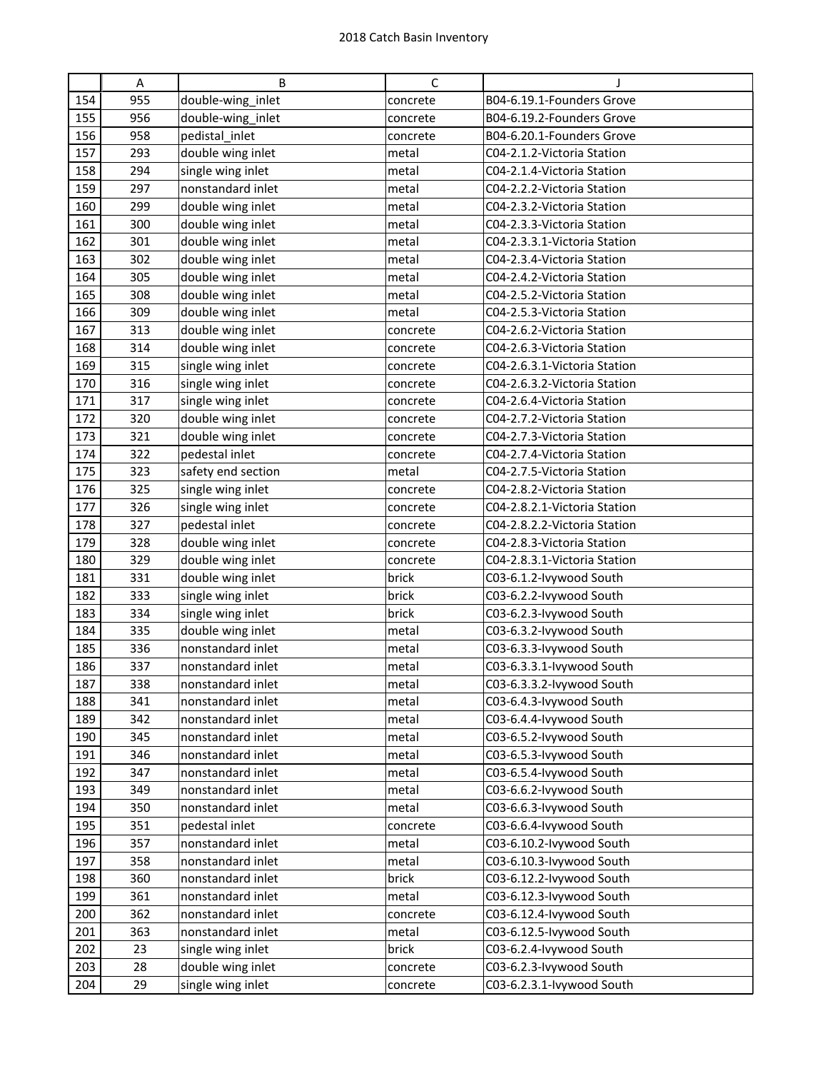|  | A | B | C | J |
|---|---|---|---|---|
| 154 | 955 | double-wing_inlet | concrete | B04-6.19.1-Founders Grove |
| 155 | 956 | double-wing_inlet | concrete | B04-6.19.2-Founders Grove |
| 156 | 958 | pedistal_inlet | concrete | B04-6.20.1-Founders Grove |
| 157 | 293 | double wing inlet | metal | C04-2.1.2-Victoria Station |
| 158 | 294 | single wing inlet | metal | C04-2.1.4-Victoria Station |
| 159 | 297 | nonstandard inlet | metal | C04-2.2.2-Victoria Station |
| 160 | 299 | double wing inlet | metal | C04-2.3.2-Victoria Station |
| 161 | 300 | double wing inlet | metal | C04-2.3.3-Victoria Station |
| 162 | 301 | double wing inlet | metal | C04-2.3.3.1-Victoria Station |
| 163 | 302 | double wing inlet | metal | C04-2.3.4-Victoria Station |
| 164 | 305 | double wing inlet | metal | C04-2.4.2-Victoria Station |
| 165 | 308 | double wing inlet | metal | C04-2.5.2-Victoria Station |
| 166 | 309 | double wing inlet | metal | C04-2.5.3-Victoria Station |
| 167 | 313 | double wing inlet | concrete | C04-2.6.2-Victoria Station |
| 168 | 314 | double wing inlet | concrete | C04-2.6.3-Victoria Station |
| 169 | 315 | single wing inlet | concrete | C04-2.6.3.1-Victoria Station |
| 170 | 316 | single wing inlet | concrete | C04-2.6.3.2-Victoria Station |
| 171 | 317 | single wing inlet | concrete | C04-2.6.4-Victoria Station |
| 172 | 320 | double wing inlet | concrete | C04-2.7.2-Victoria Station |
| 173 | 321 | double wing inlet | concrete | C04-2.7.3-Victoria Station |
| 174 | 322 | pedestal inlet | concrete | C04-2.7.4-Victoria Station |
| 175 | 323 | safety end section | metal | C04-2.7.5-Victoria Station |
| 176 | 325 | single wing inlet | concrete | C04-2.8.2-Victoria Station |
| 177 | 326 | single wing inlet | concrete | C04-2.8.2.1-Victoria Station |
| 178 | 327 | pedestal inlet | concrete | C04-2.8.2.2-Victoria Station |
| 179 | 328 | double wing inlet | concrete | C04-2.8.3-Victoria Station |
| 180 | 329 | double wing inlet | concrete | C04-2.8.3.1-Victoria Station |
| 181 | 331 | double wing inlet | brick | C03-6.1.2-Ivywood South |
| 182 | 333 | single wing inlet | brick | C03-6.2.2-Ivywood South |
| 183 | 334 | single wing inlet | brick | C03-6.2.3-Ivywood South |
| 184 | 335 | double wing inlet | metal | C03-6.3.2-Ivywood South |
| 185 | 336 | nonstandard inlet | metal | C03-6.3.3-Ivywood South |
| 186 | 337 | nonstandard inlet | metal | C03-6.3.3.1-Ivywood South |
| 187 | 338 | nonstandard inlet | metal | C03-6.3.3.2-Ivywood South |
| 188 | 341 | nonstandard inlet | metal | C03-6.4.3-Ivywood South |
| 189 | 342 | nonstandard inlet | metal | C03-6.4.4-Ivywood South |
| 190 | 345 | nonstandard inlet | metal | C03-6.5.2-Ivywood South |
| 191 | 346 | nonstandard inlet | metal | C03-6.5.3-Ivywood South |
| 192 | 347 | nonstandard inlet | metal | C03-6.5.4-Ivywood South |
| 193 | 349 | nonstandard inlet | metal | C03-6.6.2-Ivywood South |
| 194 | 350 | nonstandard inlet | metal | C03-6.6.3-Ivywood South |
| 195 | 351 | pedestal inlet | concrete | C03-6.6.4-Ivywood South |
| 196 | 357 | nonstandard inlet | metal | C03-6.10.2-Ivywood South |
| 197 | 358 | nonstandard inlet | metal | C03-6.10.3-Ivywood South |
| 198 | 360 | nonstandard inlet | brick | C03-6.12.2-Ivywood South |
| 199 | 361 | nonstandard inlet | metal | C03-6.12.3-Ivywood South |
| 200 | 362 | nonstandard inlet | concrete | C03-6.12.4-Ivywood South |
| 201 | 363 | nonstandard inlet | metal | C03-6.12.5-Ivywood South |
| 202 | 23 | single wing inlet | brick | C03-6.2.4-Ivywood South |
| 203 | 28 | double wing inlet | concrete | C03-6.2.3-Ivywood South |
| 204 | 29 | single wing inlet | concrete | C03-6.2.3.1-Ivywood South |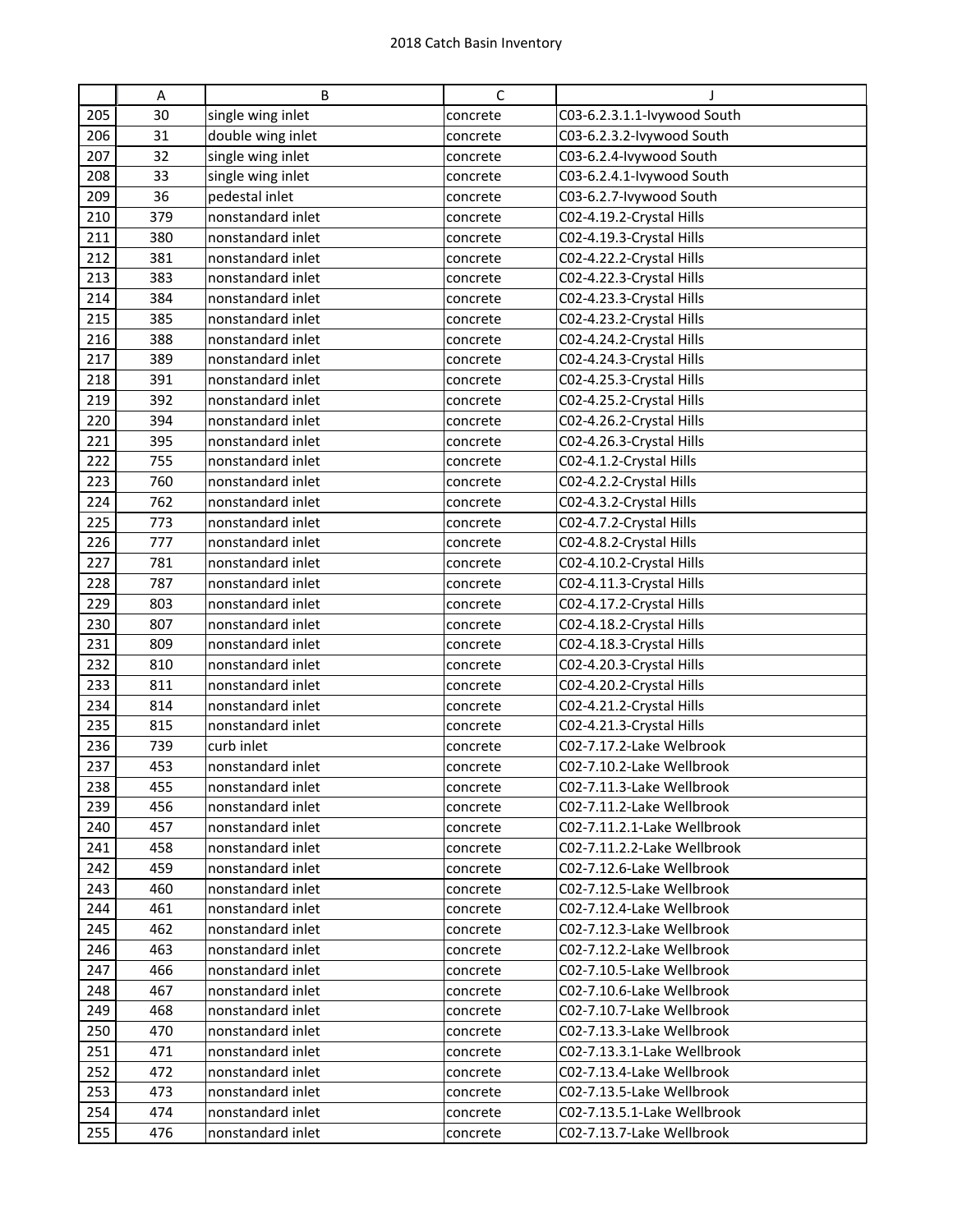|  | A | B | C | J |
|---|---|---|---|---|
| 205 | 30 | single wing inlet | concrete | C03-6.2.3.1.1-Ivywood South |
| 206 | 31 | double wing inlet | concrete | C03-6.2.3.2-Ivywood South |
| 207 | 32 | single wing inlet | concrete | C03-6.2.4-Ivywood South |
| 208 | 33 | single wing inlet | concrete | C03-6.2.4.1-Ivywood South |
| 209 | 36 | pedestal inlet | concrete | C03-6.2.7-Ivywood South |
| 210 | 379 | nonstandard inlet | concrete | C02-4.19.2-Crystal Hills |
| 211 | 380 | nonstandard inlet | concrete | C02-4.19.3-Crystal Hills |
| 212 | 381 | nonstandard inlet | concrete | C02-4.22.2-Crystal Hills |
| 213 | 383 | nonstandard inlet | concrete | C02-4.22.3-Crystal Hills |
| 214 | 384 | nonstandard inlet | concrete | C02-4.23.3-Crystal Hills |
| 215 | 385 | nonstandard inlet | concrete | C02-4.23.2-Crystal Hills |
| 216 | 388 | nonstandard inlet | concrete | C02-4.24.2-Crystal Hills |
| 217 | 389 | nonstandard inlet | concrete | C02-4.24.3-Crystal Hills |
| 218 | 391 | nonstandard inlet | concrete | C02-4.25.3-Crystal Hills |
| 219 | 392 | nonstandard inlet | concrete | C02-4.25.2-Crystal Hills |
| 220 | 394 | nonstandard inlet | concrete | C02-4.26.2-Crystal Hills |
| 221 | 395 | nonstandard inlet | concrete | C02-4.26.3-Crystal Hills |
| 222 | 755 | nonstandard inlet | concrete | C02-4.1.2-Crystal Hills |
| 223 | 760 | nonstandard inlet | concrete | C02-4.2.2-Crystal Hills |
| 224 | 762 | nonstandard inlet | concrete | C02-4.3.2-Crystal Hills |
| 225 | 773 | nonstandard inlet | concrete | C02-4.7.2-Crystal Hills |
| 226 | 777 | nonstandard inlet | concrete | C02-4.8.2-Crystal Hills |
| 227 | 781 | nonstandard inlet | concrete | C02-4.10.2-Crystal Hills |
| 228 | 787 | nonstandard inlet | concrete | C02-4.11.3-Crystal Hills |
| 229 | 803 | nonstandard inlet | concrete | C02-4.17.2-Crystal Hills |
| 230 | 807 | nonstandard inlet | concrete | C02-4.18.2-Crystal Hills |
| 231 | 809 | nonstandard inlet | concrete | C02-4.18.3-Crystal Hills |
| 232 | 810 | nonstandard inlet | concrete | C02-4.20.3-Crystal Hills |
| 233 | 811 | nonstandard inlet | concrete | C02-4.20.2-Crystal Hills |
| 234 | 814 | nonstandard inlet | concrete | C02-4.21.2-Crystal Hills |
| 235 | 815 | nonstandard inlet | concrete | C02-4.21.3-Crystal Hills |
| 236 | 739 | curb inlet | concrete | C02-7.17.2-Lake Welbrook |
| 237 | 453 | nonstandard inlet | concrete | C02-7.10.2-Lake Wellbrook |
| 238 | 455 | nonstandard inlet | concrete | C02-7.11.3-Lake Wellbrook |
| 239 | 456 | nonstandard inlet | concrete | C02-7.11.2-Lake Wellbrook |
| 240 | 457 | nonstandard inlet | concrete | C02-7.11.2.1-Lake Wellbrook |
| 241 | 458 | nonstandard inlet | concrete | C02-7.11.2.2-Lake Wellbrook |
| 242 | 459 | nonstandard inlet | concrete | C02-7.12.6-Lake Wellbrook |
| 243 | 460 | nonstandard inlet | concrete | C02-7.12.5-Lake Wellbrook |
| 244 | 461 | nonstandard inlet | concrete | C02-7.12.4-Lake Wellbrook |
| 245 | 462 | nonstandard inlet | concrete | C02-7.12.3-Lake Wellbrook |
| 246 | 463 | nonstandard inlet | concrete | C02-7.12.2-Lake Wellbrook |
| 247 | 466 | nonstandard inlet | concrete | C02-7.10.5-Lake Wellbrook |
| 248 | 467 | nonstandard inlet | concrete | C02-7.10.6-Lake Wellbrook |
| 249 | 468 | nonstandard inlet | concrete | C02-7.10.7-Lake Wellbrook |
| 250 | 470 | nonstandard inlet | concrete | C02-7.13.3-Lake Wellbrook |
| 251 | 471 | nonstandard inlet | concrete | C02-7.13.3.1-Lake Wellbrook |
| 252 | 472 | nonstandard inlet | concrete | C02-7.13.4-Lake Wellbrook |
| 253 | 473 | nonstandard inlet | concrete | C02-7.13.5-Lake Wellbrook |
| 254 | 474 | nonstandard inlet | concrete | C02-7.13.5.1-Lake Wellbrook |
| 255 | 476 | nonstandard inlet | concrete | C02-7.13.7-Lake Wellbrook |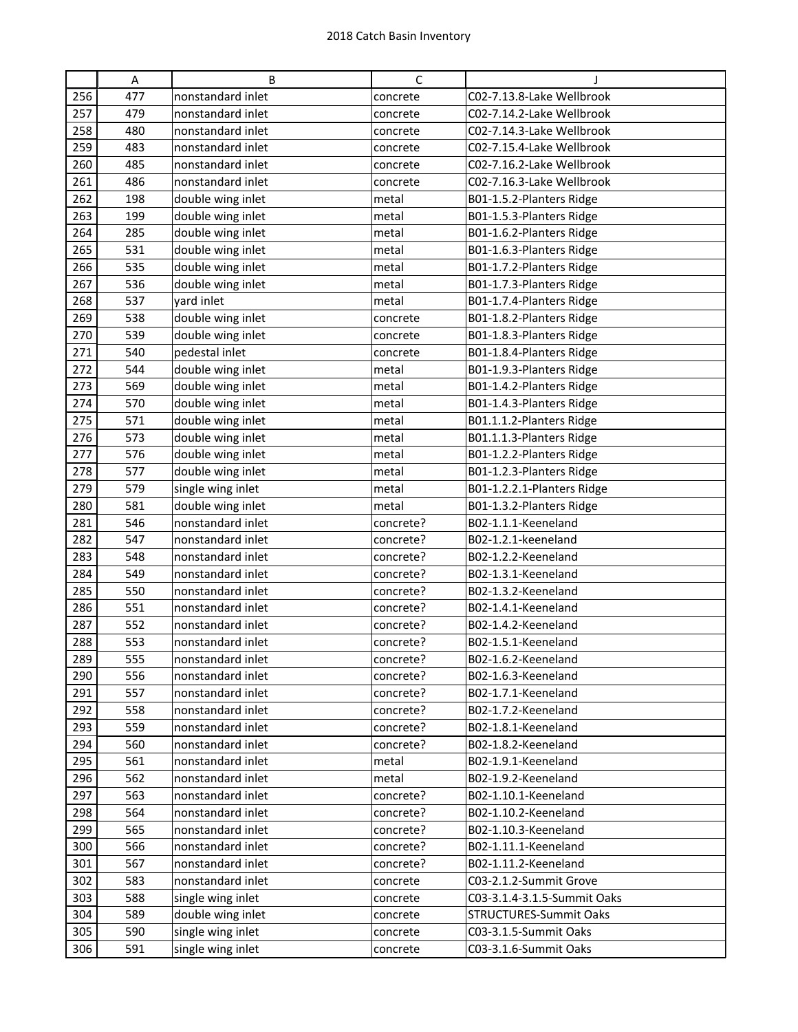|  | A | B | C | J |
|---|---|---|---|---|
| 256 | 477 | nonstandard inlet | concrete | C02-7.13.8-Lake Wellbrook |
| 257 | 479 | nonstandard inlet | concrete | C02-7.14.2-Lake Wellbrook |
| 258 | 480 | nonstandard inlet | concrete | C02-7.14.3-Lake Wellbrook |
| 259 | 483 | nonstandard inlet | concrete | C02-7.15.4-Lake Wellbrook |
| 260 | 485 | nonstandard inlet | concrete | C02-7.16.2-Lake Wellbrook |
| 261 | 486 | nonstandard inlet | concrete | C02-7.16.3-Lake Wellbrook |
| 262 | 198 | double wing inlet | metal | B01-1.5.2-Planters Ridge |
| 263 | 199 | double wing inlet | metal | B01-1.5.3-Planters Ridge |
| 264 | 285 | double wing inlet | metal | B01-1.6.2-Planters Ridge |
| 265 | 531 | double wing inlet | metal | B01-1.6.3-Planters Ridge |
| 266 | 535 | double wing inlet | metal | B01-1.7.2-Planters Ridge |
| 267 | 536 | double wing inlet | metal | B01-1.7.3-Planters Ridge |
| 268 | 537 | yard inlet | metal | B01-1.7.4-Planters Ridge |
| 269 | 538 | double wing inlet | concrete | B01-1.8.2-Planters Ridge |
| 270 | 539 | double wing inlet | concrete | B01-1.8.3-Planters Ridge |
| 271 | 540 | pedestal inlet | concrete | B01-1.8.4-Planters Ridge |
| 272 | 544 | double wing inlet | metal | B01-1.9.3-Planters Ridge |
| 273 | 569 | double wing inlet | metal | B01-1.4.2-Planters Ridge |
| 274 | 570 | double wing inlet | metal | B01-1.4.3-Planters Ridge |
| 275 | 571 | double wing inlet | metal | B01.1.1.2-Planters Ridge |
| 276 | 573 | double wing inlet | metal | B01.1.1.3-Planters Ridge |
| 277 | 576 | double wing inlet | metal | B01-1.2.2-Planters Ridge |
| 278 | 577 | double wing inlet | metal | B01-1.2.3-Planters Ridge |
| 279 | 579 | single wing inlet | metal | B01-1.2.2.1-Planters Ridge |
| 280 | 581 | double wing inlet | metal | B01-1.3.2-Planters Ridge |
| 281 | 546 | nonstandard inlet | concrete? | B02-1.1.1-Keeneland |
| 282 | 547 | nonstandard inlet | concrete? | B02-1.2.1-keeneland |
| 283 | 548 | nonstandard inlet | concrete? | B02-1.2.2-Keeneland |
| 284 | 549 | nonstandard inlet | concrete? | B02-1.3.1-Keeneland |
| 285 | 550 | nonstandard inlet | concrete? | B02-1.3.2-Keeneland |
| 286 | 551 | nonstandard inlet | concrete? | B02-1.4.1-Keeneland |
| 287 | 552 | nonstandard inlet | concrete? | B02-1.4.2-Keeneland |
| 288 | 553 | nonstandard inlet | concrete? | B02-1.5.1-Keeneland |
| 289 | 555 | nonstandard inlet | concrete? | B02-1.6.2-Keeneland |
| 290 | 556 | nonstandard inlet | concrete? | B02-1.6.3-Keeneland |
| 291 | 557 | nonstandard inlet | concrete? | B02-1.7.1-Keeneland |
| 292 | 558 | nonstandard inlet | concrete? | B02-1.7.2-Keeneland |
| 293 | 559 | nonstandard inlet | concrete? | B02-1.8.1-Keeneland |
| 294 | 560 | nonstandard inlet | concrete? | B02-1.8.2-Keeneland |
| 295 | 561 | nonstandard inlet | metal | B02-1.9.1-Keeneland |
| 296 | 562 | nonstandard inlet | metal | B02-1.9.2-Keeneland |
| 297 | 563 | nonstandard inlet | concrete? | B02-1.10.1-Keeneland |
| 298 | 564 | nonstandard inlet | concrete? | B02-1.10.2-Keeneland |
| 299 | 565 | nonstandard inlet | concrete? | B02-1.10.3-Keeneland |
| 300 | 566 | nonstandard inlet | concrete? | B02-1.11.1-Keeneland |
| 301 | 567 | nonstandard inlet | concrete? | B02-1.11.2-Keeneland |
| 302 | 583 | nonstandard inlet | concrete | C03-2.1.2-Summit Grove |
| 303 | 588 | single wing inlet | concrete | C03-3.1.4-3.1.5-Summit Oaks |
| 304 | 589 | double wing inlet | concrete | STRUCTURES-Summit Oaks |
| 305 | 590 | single wing inlet | concrete | C03-3.1.5-Summit Oaks |
| 306 | 591 | single wing inlet | concrete | C03-3.1.6-Summit Oaks |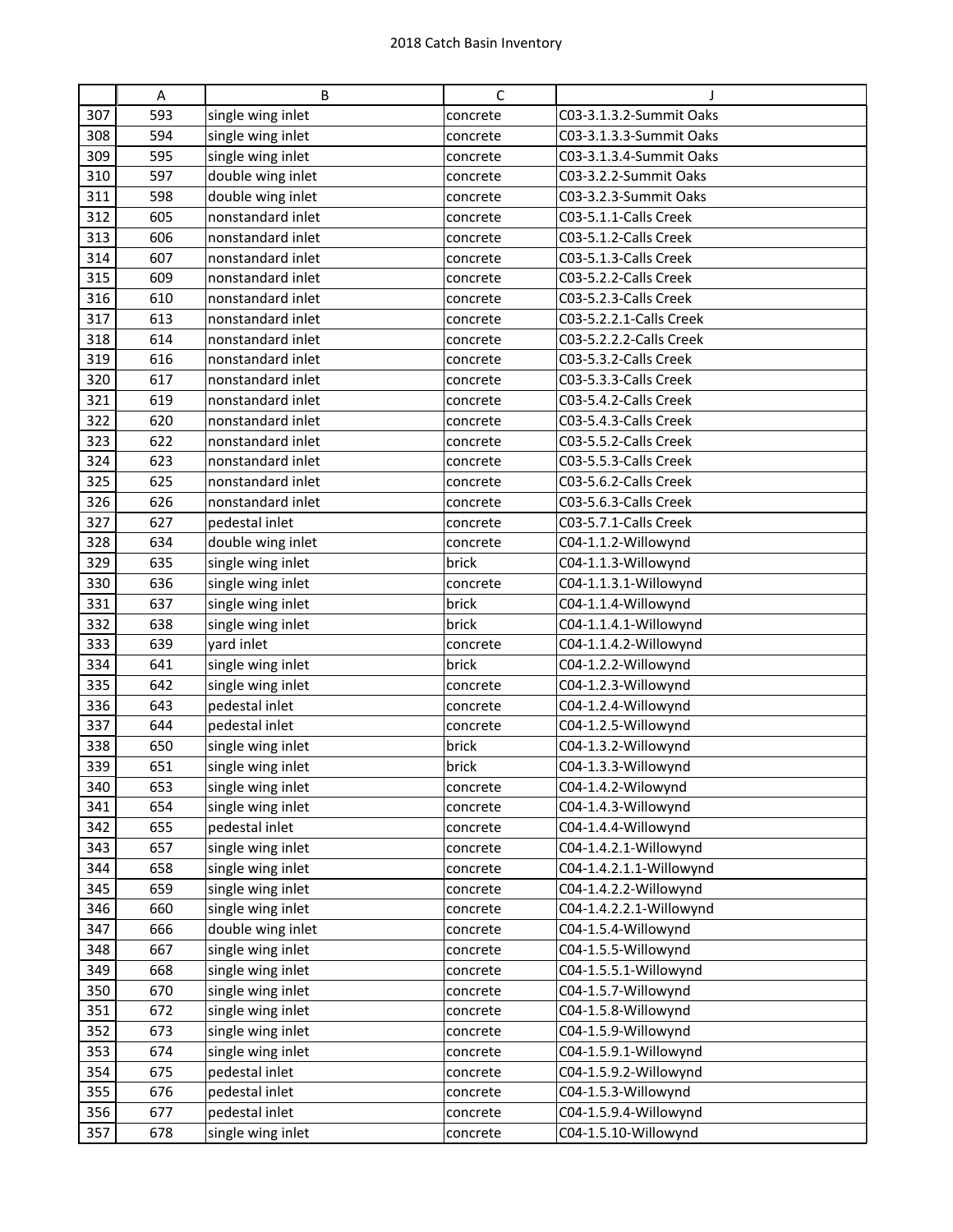|  | A | B | C | J |
|---|---|---|---|---|
| 307 | 593 | single wing inlet | concrete | C03-3.1.3.2-Summit Oaks |
| 308 | 594 | single wing inlet | concrete | C03-3.1.3.3-Summit Oaks |
| 309 | 595 | single wing inlet | concrete | C03-3.1.3.4-Summit Oaks |
| 310 | 597 | double wing inlet | concrete | C03-3.2.2-Summit Oaks |
| 311 | 598 | double wing inlet | concrete | C03-3.2.3-Summit Oaks |
| 312 | 605 | nonstandard inlet | concrete | C03-5.1.1-Calls Creek |
| 313 | 606 | nonstandard inlet | concrete | C03-5.1.2-Calls Creek |
| 314 | 607 | nonstandard inlet | concrete | C03-5.1.3-Calls Creek |
| 315 | 609 | nonstandard inlet | concrete | C03-5.2.2-Calls Creek |
| 316 | 610 | nonstandard inlet | concrete | C03-5.2.3-Calls Creek |
| 317 | 613 | nonstandard inlet | concrete | C03-5.2.2.1-Calls Creek |
| 318 | 614 | nonstandard inlet | concrete | C03-5.2.2.2-Calls Creek |
| 319 | 616 | nonstandard inlet | concrete | C03-5.3.2-Calls Creek |
| 320 | 617 | nonstandard inlet | concrete | C03-5.3.3-Calls Creek |
| 321 | 619 | nonstandard inlet | concrete | C03-5.4.2-Calls Creek |
| 322 | 620 | nonstandard inlet | concrete | C03-5.4.3-Calls Creek |
| 323 | 622 | nonstandard inlet | concrete | C03-5.5.2-Calls Creek |
| 324 | 623 | nonstandard inlet | concrete | C03-5.5.3-Calls Creek |
| 325 | 625 | nonstandard inlet | concrete | C03-5.6.2-Calls Creek |
| 326 | 626 | nonstandard inlet | concrete | C03-5.6.3-Calls Creek |
| 327 | 627 | pedestal inlet | concrete | C03-5.7.1-Calls Creek |
| 328 | 634 | double wing inlet | concrete | C04-1.1.2-Willowynd |
| 329 | 635 | single wing inlet | brick | C04-1.1.3-Willowynd |
| 330 | 636 | single wing inlet | concrete | C04-1.1.3.1-Willowynd |
| 331 | 637 | single wing inlet | brick | C04-1.1.4-Willowynd |
| 332 | 638 | single wing inlet | brick | C04-1.1.4.1-Willowynd |
| 333 | 639 | yard inlet | concrete | C04-1.1.4.2-Willowynd |
| 334 | 641 | single wing inlet | brick | C04-1.2.2-Willowynd |
| 335 | 642 | single wing inlet | concrete | C04-1.2.3-Willowynd |
| 336 | 643 | pedestal inlet | concrete | C04-1.2.4-Willowynd |
| 337 | 644 | pedestal inlet | concrete | C04-1.2.5-Willowynd |
| 338 | 650 | single wing inlet | brick | C04-1.3.2-Willowynd |
| 339 | 651 | single wing inlet | brick | C04-1.3.3-Willowynd |
| 340 | 653 | single wing inlet | concrete | C04-1.4.2-Wilowynd |
| 341 | 654 | single wing inlet | concrete | C04-1.4.3-Willowynd |
| 342 | 655 | pedestal inlet | concrete | C04-1.4.4-Willowynd |
| 343 | 657 | single wing inlet | concrete | C04-1.4.2.1-Willowynd |
| 344 | 658 | single wing inlet | concrete | C04-1.4.2.1.1-Willowynd |
| 345 | 659 | single wing inlet | concrete | C04-1.4.2.2-Willowynd |
| 346 | 660 | single wing inlet | concrete | C04-1.4.2.2.1-Willowynd |
| 347 | 666 | double wing inlet | concrete | C04-1.5.4-Willowynd |
| 348 | 667 | single wing inlet | concrete | C04-1.5.5-Willowynd |
| 349 | 668 | single wing inlet | concrete | C04-1.5.5.1-Willowynd |
| 350 | 670 | single wing inlet | concrete | C04-1.5.7-Willowynd |
| 351 | 672 | single wing inlet | concrete | C04-1.5.8-Willowynd |
| 352 | 673 | single wing inlet | concrete | C04-1.5.9-Willowynd |
| 353 | 674 | single wing inlet | concrete | C04-1.5.9.1-Willowynd |
| 354 | 675 | pedestal inlet | concrete | C04-1.5.9.2-Willowynd |
| 355 | 676 | pedestal inlet | concrete | C04-1.5.3-Willowynd |
| 356 | 677 | pedestal inlet | concrete | C04-1.5.9.4-Willowynd |
| 357 | 678 | single wing inlet | concrete | C04-1.5.10-Willowynd |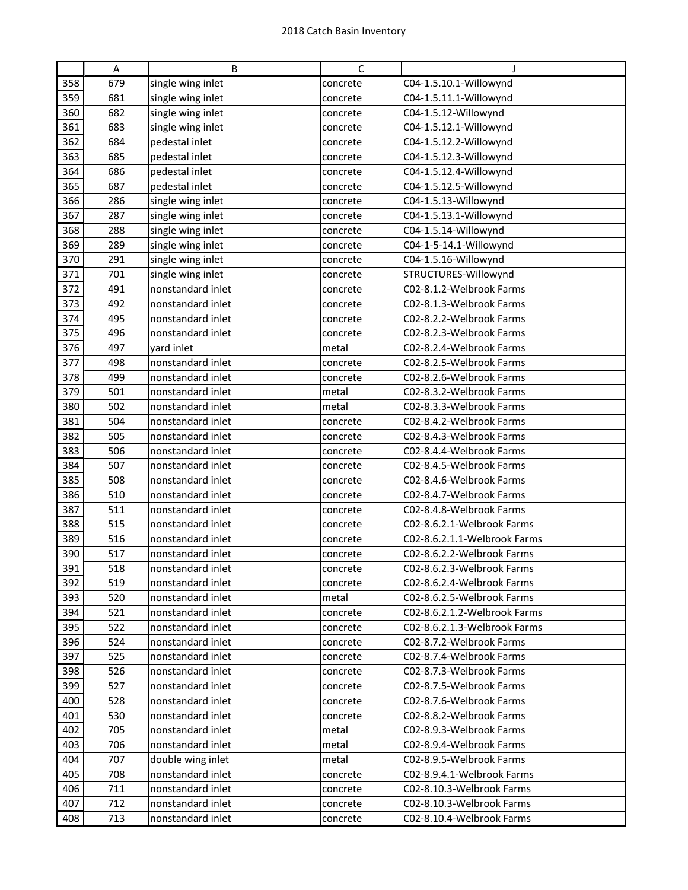# 2018 Catch Basin Inventory

| | A | B | C | J |
|---|---|---|---|---|
| 358 | 679 | single wing inlet | concrete | C04-1.5.10.1-Willowynd |
| 359 | 681 | single wing inlet | concrete | C04-1.5.11.1-Willowynd |
| 360 | 682 | single wing inlet | concrete | C04-1.5.12-Willowynd |
| 361 | 683 | single wing inlet | concrete | C04-1.5.12.1-Willowynd |
| 362 | 684 | pedestal inlet | concrete | C04-1.5.12.2-Willowynd |
| 363 | 685 | pedestal inlet | concrete | C04-1.5.12.3-Willowynd |
| 364 | 686 | pedestal inlet | concrete | C04-1.5.12.4-Willowynd |
| 365 | 687 | pedestal inlet | concrete | C04-1.5.12.5-Willowynd |
| 366 | 286 | single wing inlet | concrete | C04-1.5.13-Willowynd |
| 367 | 287 | single wing inlet | concrete | C04-1.5.13.1-Willowynd |
| 368 | 288 | single wing inlet | concrete | C04-1.5.14-Willowynd |
| 369 | 289 | single wing inlet | concrete | C04-1-5-14.1-Willowynd |
| 370 | 291 | single wing inlet | concrete | C04-1.5.16-Willowynd |
| 371 | 701 | single wing inlet | concrete | STRUCTURES-Willowynd |
| 372 | 491 | nonstandard inlet | concrete | C02-8.1.2-Welbrook Farms |
| 373 | 492 | nonstandard inlet | concrete | C02-8.1.3-Welbrook Farms |
| 374 | 495 | nonstandard inlet | concrete | C02-8.2.2-Welbrook Farms |
| 375 | 496 | nonstandard inlet | concrete | C02-8.2.3-Welbrook Farms |
| 376 | 497 | yard inlet | metal | C02-8.2.4-Welbrook Farms |
| 377 | 498 | nonstandard inlet | concrete | C02-8.2.5-Welbrook Farms |
| 378 | 499 | nonstandard inlet | concrete | C02-8.2.6-Welbrook Farms |
| 379 | 501 | nonstandard inlet | metal | C02-8.3.2-Welbrook Farms |
| 380 | 502 | nonstandard inlet | metal | C02-8.3.3-Welbrook Farms |
| 381 | 504 | nonstandard inlet | concrete | C02-8.4.2-Welbrook Farms |
| 382 | 505 | nonstandard inlet | concrete | C02-8.4.3-Welbrook Farms |
| 383 | 506 | nonstandard inlet | concrete | C02-8.4.4-Welbrook Farms |
| 384 | 507 | nonstandard inlet | concrete | C02-8.4.5-Welbrook Farms |
| 385 | 508 | nonstandard inlet | concrete | C02-8.4.6-Welbrook Farms |
| 386 | 510 | nonstandard inlet | concrete | C02-8.4.7-Welbrook Farms |
| 387 | 511 | nonstandard inlet | concrete | C02-8.4.8-Welbrook Farms |
| 388 | 515 | nonstandard inlet | concrete | C02-8.6.2.1-Welbrook Farms |
| 389 | 516 | nonstandard inlet | concrete | C02-8.6.2.1.1-Welbrook Farms |
| 390 | 517 | nonstandard inlet | concrete | C02-8.6.2.2-Welbrook Farms |
| 391 | 518 | nonstandard inlet | concrete | C02-8.6.2.3-Welbrook Farms |
| 392 | 519 | nonstandard inlet | concrete | C02-8.6.2.4-Welbrook Farms |
| 393 | 520 | nonstandard inlet | metal | C02-8.6.2.5-Welbrook Farms |
| 394 | 521 | nonstandard inlet | concrete | C02-8.6.2.1.2-Welbrook Farms |
| 395 | 522 | nonstandard inlet | concrete | C02-8.6.2.1.3-Welbrook Farms |
| 396 | 524 | nonstandard inlet | concrete | C02-8.7.2-Welbrook Farms |
| 397 | 525 | nonstandard inlet | concrete | C02-8.7.4-Welbrook Farms |
| 398 | 526 | nonstandard inlet | concrete | C02-8.7.3-Welbrook Farms |
| 399 | 527 | nonstandard inlet | concrete | C02-8.7.5-Welbrook Farms |
| 400 | 528 | nonstandard inlet | concrete | C02-8.7.6-Welbrook Farms |
| 401 | 530 | nonstandard inlet | concrete | C02-8.8.2-Welbrook Farms |
| 402 | 705 | nonstandard inlet | metal | C02-8.9.3-Welbrook Farms |
| 403 | 706 | nonstandard inlet | metal | C02-8.9.4-Welbrook Farms |
| 404 | 707 | double wing inlet | metal | C02-8.9.5-Welbrook Farms |
| 405 | 708 | nonstandard inlet | concrete | C02-8.9.4.1-Welbrook Farms |
| 406 | 711 | nonstandard inlet | concrete | C02-8.10.3-Welbrook Farms |
| 407 | 712 | nonstandard inlet | concrete | C02-8.10.3-Welbrook Farms |
| 408 | 713 | nonstandard inlet | concrete | C02-8.10.4-Welbrook Farms |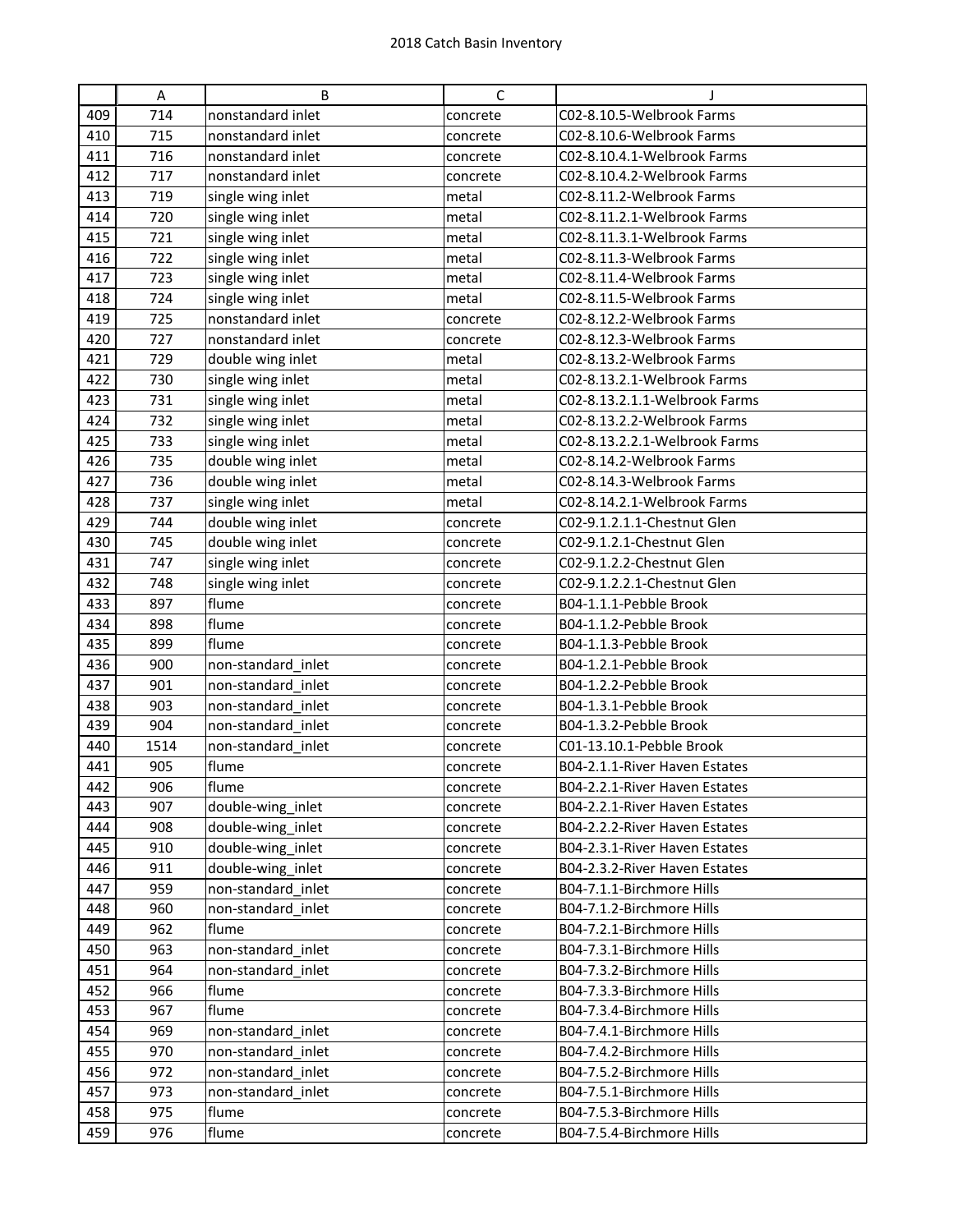|  | A | B | C | J |
|---|---|---|---|---|
| 409 | 714 | nonstandard inlet | concrete | C02-8.10.5-Welbrook Farms |
| 410 | 715 | nonstandard inlet | concrete | C02-8.10.6-Welbrook Farms |
| 411 | 716 | nonstandard inlet | concrete | C02-8.10.4.1-Welbrook Farms |
| 412 | 717 | nonstandard inlet | concrete | C02-8.10.4.2-Welbrook Farms |
| 413 | 719 | single wing inlet | metal | C02-8.11.2-Welbrook Farms |
| 414 | 720 | single wing inlet | metal | C02-8.11.2.1-Welbrook Farms |
| 415 | 721 | single wing inlet | metal | C02-8.11.3.1-Welbrook Farms |
| 416 | 722 | single wing inlet | metal | C02-8.11.3-Welbrook Farms |
| 417 | 723 | single wing inlet | metal | C02-8.11.4-Welbrook Farms |
| 418 | 724 | single wing inlet | metal | C02-8.11.5-Welbrook Farms |
| 419 | 725 | nonstandard inlet | concrete | C02-8.12.2-Welbrook Farms |
| 420 | 727 | nonstandard inlet | concrete | C02-8.12.3-Welbrook Farms |
| 421 | 729 | double wing inlet | metal | C02-8.13.2-Welbrook Farms |
| 422 | 730 | single wing inlet | metal | C02-8.13.2.1-Welbrook Farms |
| 423 | 731 | single wing inlet | metal | C02-8.13.2.1.1-Welbrook Farms |
| 424 | 732 | single wing inlet | metal | C02-8.13.2.2-Welbrook Farms |
| 425 | 733 | single wing inlet | metal | C02-8.13.2.2.1-Welbrook Farms |
| 426 | 735 | double wing inlet | metal | C02-8.14.2-Welbrook Farms |
| 427 | 736 | double wing inlet | metal | C02-8.14.3-Welbrook Farms |
| 428 | 737 | single wing inlet | metal | C02-8.14.2.1-Welbrook Farms |
| 429 | 744 | double wing inlet | concrete | C02-9.1.2.1.1-Chestnut Glen |
| 430 | 745 | double wing inlet | concrete | C02-9.1.2.1-Chestnut Glen |
| 431 | 747 | single wing inlet | concrete | C02-9.1.2.2-Chestnut Glen |
| 432 | 748 | single wing inlet | concrete | C02-9.1.2.2.1-Chestnut Glen |
| 433 | 897 | flume | concrete | B04-1.1.1-Pebble Brook |
| 434 | 898 | flume | concrete | B04-1.1.2-Pebble Brook |
| 435 | 899 | flume | concrete | B04-1.1.3-Pebble Brook |
| 436 | 900 | non-standard_inlet | concrete | B04-1.2.1-Pebble Brook |
| 437 | 901 | non-standard_inlet | concrete | B04-1.2.2-Pebble Brook |
| 438 | 903 | non-standard_inlet | concrete | B04-1.3.1-Pebble Brook |
| 439 | 904 | non-standard_inlet | concrete | B04-1.3.2-Pebble Brook |
| 440 | 1514 | non-standard_inlet | concrete | C01-13.10.1-Pebble Brook |
| 441 | 905 | flume | concrete | B04-2.1.1-River Haven Estates |
| 442 | 906 | flume | concrete | B04-2.2.1-River Haven Estates |
| 443 | 907 | double-wing_inlet | concrete | B04-2.2.1-River Haven Estates |
| 444 | 908 | double-wing_inlet | concrete | B04-2.2.2-River Haven Estates |
| 445 | 910 | double-wing_inlet | concrete | B04-2.3.1-River Haven Estates |
| 446 | 911 | double-wing_inlet | concrete | B04-2.3.2-River Haven Estates |
| 447 | 959 | non-standard_inlet | concrete | B04-7.1.1-Birchmore Hills |
| 448 | 960 | non-standard_inlet | concrete | B04-7.1.2-Birchmore Hills |
| 449 | 962 | flume | concrete | B04-7.2.1-Birchmore Hills |
| 450 | 963 | non-standard_inlet | concrete | B04-7.3.1-Birchmore Hills |
| 451 | 964 | non-standard_inlet | concrete | B04-7.3.2-Birchmore Hills |
| 452 | 966 | flume | concrete | B04-7.3.3-Birchmore Hills |
| 453 | 967 | flume | concrete | B04-7.3.4-Birchmore Hills |
| 454 | 969 | non-standard_inlet | concrete | B04-7.4.1-Birchmore Hills |
| 455 | 970 | non-standard_inlet | concrete | B04-7.4.2-Birchmore Hills |
| 456 | 972 | non-standard_inlet | concrete | B04-7.5.2-Birchmore Hills |
| 457 | 973 | non-standard_inlet | concrete | B04-7.5.1-Birchmore Hills |
| 458 | 975 | flume | concrete | B04-7.5.3-Birchmore Hills |
| 459 | 976 | flume | concrete | B04-7.5.4-Birchmore Hills |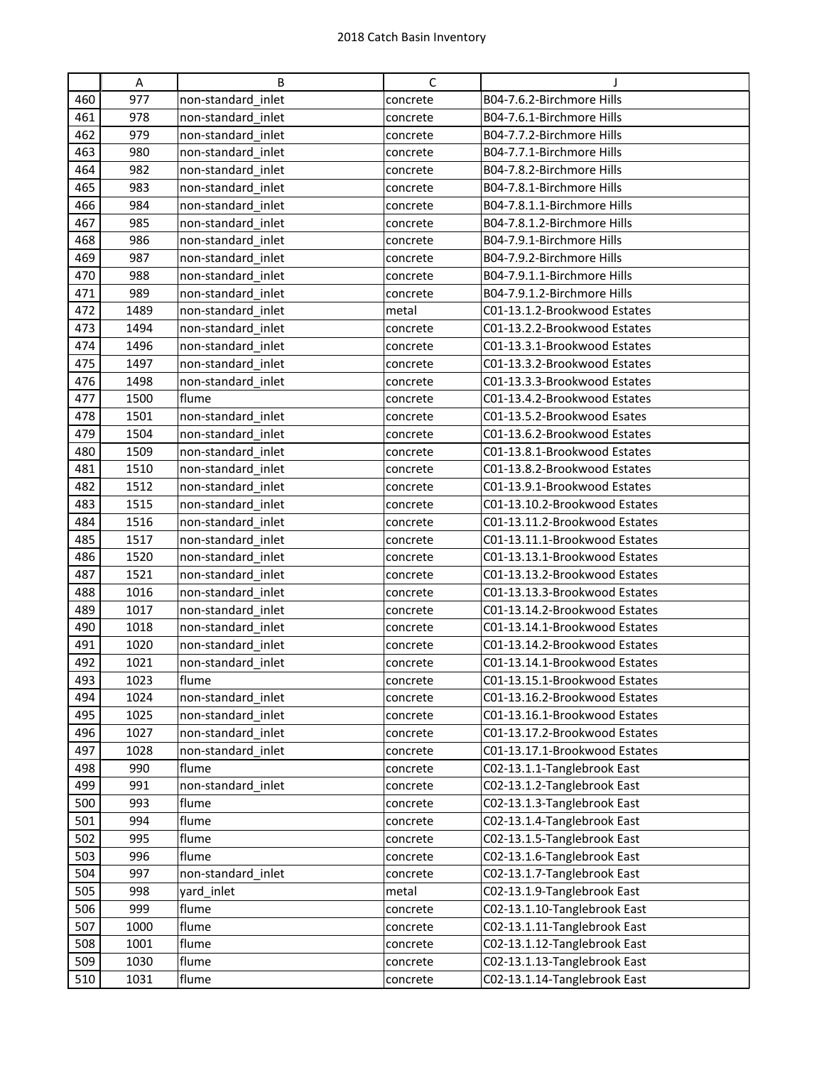# 2018 Catch Basin Inventory

| | A | B | C | J |
|---|---|---|---|---|
| 460 | 977 | non-standard_inlet | concrete | B04-7.6.2-Birchmore Hills |
| 461 | 978 | non-standard_inlet | concrete | B04-7.6.1-Birchmore Hills |
| 462 | 979 | non-standard_inlet | concrete | B04-7.7.2-Birchmore Hills |
| 463 | 980 | non-standard_inlet | concrete | B04-7.7.1-Birchmore Hills |
| 464 | 982 | non-standard_inlet | concrete | B04-7.8.2-Birchmore Hills |
| 465 | 983 | non-standard_inlet | concrete | B04-7.8.1-Birchmore Hills |
| 466 | 984 | non-standard_inlet | concrete | B04-7.8.1.1-Birchmore Hills |
| 467 | 985 | non-standard_inlet | concrete | B04-7.8.1.2-Birchmore Hills |
| 468 | 986 | non-standard_inlet | concrete | B04-7.9.1-Birchmore Hills |
| 469 | 987 | non-standard_inlet | concrete | B04-7.9.2-Birchmore Hills |
| 470 | 988 | non-standard_inlet | concrete | B04-7.9.1.1-Birchmore Hills |
| 471 | 989 | non-standard_inlet | concrete | B04-7.9.1.2-Birchmore Hills |
| 472 | 1489 | non-standard_inlet | metal | C01-13.1.2-Brookwood Estates |
| 473 | 1494 | non-standard_inlet | concrete | C01-13.2.2-Brookwood Estates |
| 474 | 1496 | non-standard_inlet | concrete | C01-13.3.1-Brookwood Estates |
| 475 | 1497 | non-standard_inlet | concrete | C01-13.3.2-Brookwood Estates |
| 476 | 1498 | non-standard_inlet | concrete | C01-13.3.3-Brookwood Estates |
| 477 | 1500 | flume | concrete | C01-13.4.2-Brookwood Estates |
| 478 | 1501 | non-standard_inlet | concrete | C01-13.5.2-Brookwood Esates |
| 479 | 1504 | non-standard_inlet | concrete | C01-13.6.2-Brookwood Estates |
| 480 | 1509 | non-standard_inlet | concrete | C01-13.8.1-Brookwood Estates |
| 481 | 1510 | non-standard_inlet | concrete | C01-13.8.2-Brookwood Estates |
| 482 | 1512 | non-standard_inlet | concrete | C01-13.9.1-Brookwood Estates |
| 483 | 1515 | non-standard_inlet | concrete | C01-13.10.2-Brookwood Estates |
| 484 | 1516 | non-standard_inlet | concrete | C01-13.11.2-Brookwood Estates |
| 485 | 1517 | non-standard_inlet | concrete | C01-13.11.1-Brookwood Estates |
| 486 | 1520 | non-standard_inlet | concrete | C01-13.13.1-Brookwood Estates |
| 487 | 1521 | non-standard_inlet | concrete | C01-13.13.2-Brookwood Estates |
| 488 | 1016 | non-standard_inlet | concrete | C01-13.13.3-Brookwood Estates |
| 489 | 1017 | non-standard_inlet | concrete | C01-13.14.2-Brookwood Estates |
| 490 | 1018 | non-standard_inlet | concrete | C01-13.14.1-Brookwood Estates |
| 491 | 1020 | non-standard_inlet | concrete | C01-13.14.2-Brookwood Estates |
| 492 | 1021 | non-standard_inlet | concrete | C01-13.14.1-Brookwood Estates |
| 493 | 1023 | flume | concrete | C01-13.15.1-Brookwood Estates |
| 494 | 1024 | non-standard_inlet | concrete | C01-13.16.2-Brookwood Estates |
| 495 | 1025 | non-standard_inlet | concrete | C01-13.16.1-Brookwood Estates |
| 496 | 1027 | non-standard_inlet | concrete | C01-13.17.2-Brookwood Estates |
| 497 | 1028 | non-standard_inlet | concrete | C01-13.17.1-Brookwood Estates |
| 498 | 990 | flume | concrete | C02-13.1.1-Tanglebrook East |
| 499 | 991 | non-standard_inlet | concrete | C02-13.1.2-Tanglebrook East |
| 500 | 993 | flume | concrete | C02-13.1.3-Tanglebrook East |
| 501 | 994 | flume | concrete | C02-13.1.4-Tanglebrook East |
| 502 | 995 | flume | concrete | C02-13.1.5-Tanglebrook East |
| 503 | 996 | flume | concrete | C02-13.1.6-Tanglebrook East |
| 504 | 997 | non-standard_inlet | concrete | C02-13.1.7-Tanglebrook East |
| 505 | 998 | yard_inlet | metal | C02-13.1.9-Tanglebrook East |
| 506 | 999 | flume | concrete | C02-13.1.10-Tanglebrook East |
| 507 | 1000 | flume | concrete | C02-13.1.11-Tanglebrook East |
| 508 | 1001 | flume | concrete | C02-13.1.12-Tanglebrook East |
| 509 | 1030 | flume | concrete | C02-13.1.13-Tanglebrook East |
| 510 | 1031 | flume | concrete | C02-13.1.14-Tanglebrook East |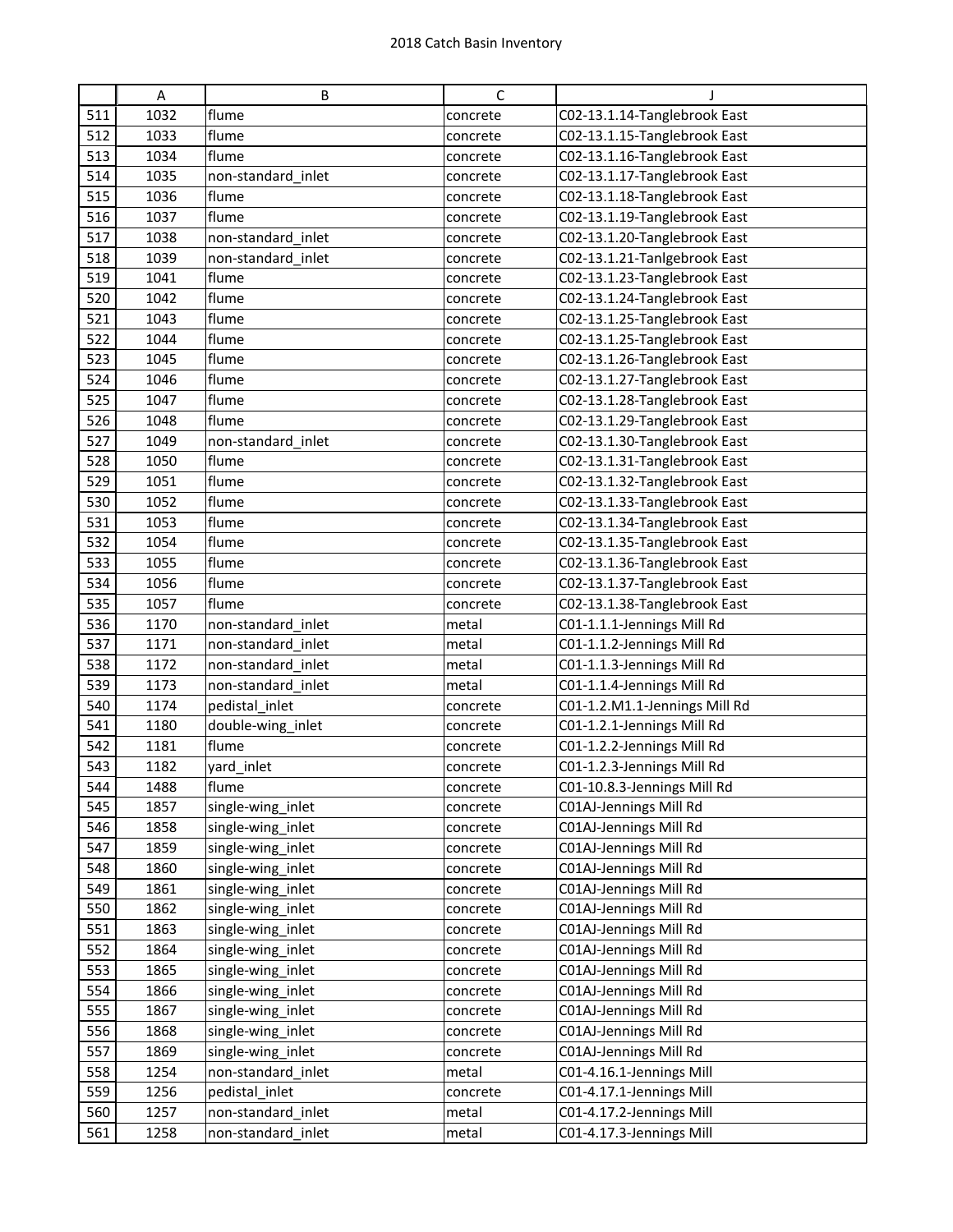|  | A | B | C | J |
|---|---|---|---|---|
| 511 | 1032 | flume | concrete | C02-13.1.14-Tanglebrook East |
| 512 | 1033 | flume | concrete | C02-13.1.15-Tanglebrook East |
| 513 | 1034 | flume | concrete | C02-13.1.16-Tanglebrook East |
| 514 | 1035 | non-standard_inlet | concrete | C02-13.1.17-Tanglebrook East |
| 515 | 1036 | flume | concrete | C02-13.1.18-Tanglebrook East |
| 516 | 1037 | flume | concrete | C02-13.1.19-Tanglebrook East |
| 517 | 1038 | non-standard_inlet | concrete | C02-13.1.20-Tanglebrook East |
| 518 | 1039 | non-standard_inlet | concrete | C02-13.1.21-Tanlgebrook East |
| 519 | 1041 | flume | concrete | C02-13.1.23-Tanglebrook East |
| 520 | 1042 | flume | concrete | C02-13.1.24-Tanglebrook East |
| 521 | 1043 | flume | concrete | C02-13.1.25-Tanglebrook East |
| 522 | 1044 | flume | concrete | C02-13.1.25-Tanglebrook East |
| 523 | 1045 | flume | concrete | C02-13.1.26-Tanglebrook East |
| 524 | 1046 | flume | concrete | C02-13.1.27-Tanglebrook East |
| 525 | 1047 | flume | concrete | C02-13.1.28-Tanglebrook East |
| 526 | 1048 | flume | concrete | C02-13.1.29-Tanglebrook East |
| 527 | 1049 | non-standard_inlet | concrete | C02-13.1.30-Tanglebrook East |
| 528 | 1050 | flume | concrete | C02-13.1.31-Tanglebrook East |
| 529 | 1051 | flume | concrete | C02-13.1.32-Tanglebrook East |
| 530 | 1052 | flume | concrete | C02-13.1.33-Tanglebrook East |
| 531 | 1053 | flume | concrete | C02-13.1.34-Tanglebrook East |
| 532 | 1054 | flume | concrete | C02-13.1.35-Tanglebrook East |
| 533 | 1055 | flume | concrete | C02-13.1.36-Tanglebrook East |
| 534 | 1056 | flume | concrete | C02-13.1.37-Tanglebrook East |
| 535 | 1057 | flume | concrete | C02-13.1.38-Tanglebrook East |
| 536 | 1170 | non-standard_inlet | metal | C01-1.1.1-Jennings Mill Rd |
| 537 | 1171 | non-standard_inlet | metal | C01-1.1.2-Jennings Mill Rd |
| 538 | 1172 | non-standard_inlet | metal | C01-1.1.3-Jennings Mill Rd |
| 539 | 1173 | non-standard_inlet | metal | C01-1.1.4-Jennings Mill Rd |
| 540 | 1174 | pedistal_inlet | concrete | C01-1.2.M1.1-Jennings Mill Rd |
| 541 | 1180 | double-wing_inlet | concrete | C01-1.2.1-Jennings Mill Rd |
| 542 | 1181 | flume | concrete | C01-1.2.2-Jennings Mill Rd |
| 543 | 1182 | yard_inlet | concrete | C01-1.2.3-Jennings Mill Rd |
| 544 | 1488 | flume | concrete | C01-10.8.3-Jennings Mill Rd |
| 545 | 1857 | single-wing_inlet | concrete | C01AJ-Jennings Mill Rd |
| 546 | 1858 | single-wing_inlet | concrete | C01AJ-Jennings Mill Rd |
| 547 | 1859 | single-wing_inlet | concrete | C01AJ-Jennings Mill Rd |
| 548 | 1860 | single-wing_inlet | concrete | C01AJ-Jennings Mill Rd |
| 549 | 1861 | single-wing_inlet | concrete | C01AJ-Jennings Mill Rd |
| 550 | 1862 | single-wing_inlet | concrete | C01AJ-Jennings Mill Rd |
| 551 | 1863 | single-wing_inlet | concrete | C01AJ-Jennings Mill Rd |
| 552 | 1864 | single-wing_inlet | concrete | C01AJ-Jennings Mill Rd |
| 553 | 1865 | single-wing_inlet | concrete | C01AJ-Jennings Mill Rd |
| 554 | 1866 | single-wing_inlet | concrete | C01AJ-Jennings Mill Rd |
| 555 | 1867 | single-wing_inlet | concrete | C01AJ-Jennings Mill Rd |
| 556 | 1868 | single-wing_inlet | concrete | C01AJ-Jennings Mill Rd |
| 557 | 1869 | single-wing_inlet | concrete | C01AJ-Jennings Mill Rd |
| 558 | 1254 | non-standard_inlet | metal | C01-4.16.1-Jennings Mill |
| 559 | 1256 | pedistal_inlet | concrete | C01-4.17.1-Jennings Mill |
| 560 | 1257 | non-standard_inlet | metal | C01-4.17.2-Jennings Mill |
| 561 | 1258 | non-standard_inlet | metal | C01-4.17.3-Jennings Mill |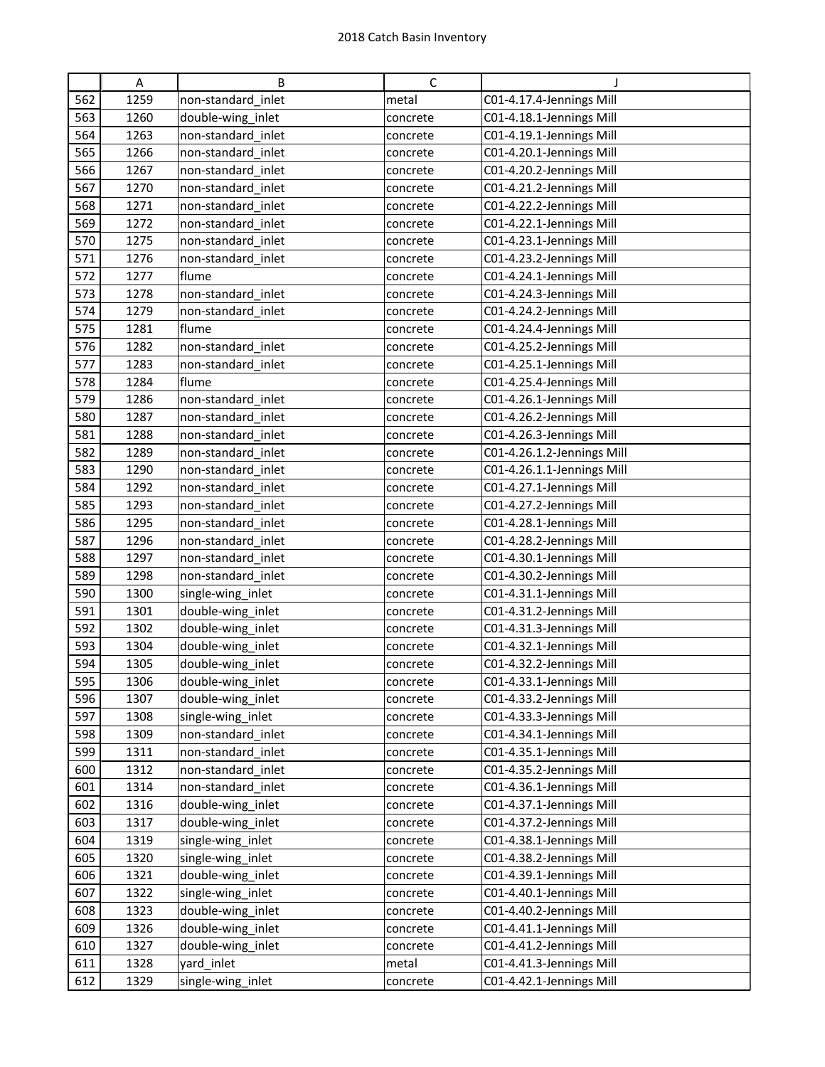# 2018 Catch Basin Inventory

| | A | B | C | J |
|---|---|---|---|---|
| 562 | 1259 | non-standard_inlet | metal | C01-4.17.4-Jennings Mill |
| 563 | 1260 | double-wing_inlet | concrete | C01-4.18.1-Jennings Mill |
| 564 | 1263 | non-standard_inlet | concrete | C01-4.19.1-Jennings Mill |
| 565 | 1266 | non-standard_inlet | concrete | C01-4.20.1-Jennings Mill |
| 566 | 1267 | non-standard_inlet | concrete | C01-4.20.2-Jennings Mill |
| 567 | 1270 | non-standard_inlet | concrete | C01-4.21.2-Jennings Mill |
| 568 | 1271 | non-standard_inlet | concrete | C01-4.22.2-Jennings Mill |
| 569 | 1272 | non-standard_inlet | concrete | C01-4.22.1-Jennings Mill |
| 570 | 1275 | non-standard_inlet | concrete | C01-4.23.1-Jennings Mill |
| 571 | 1276 | non-standard_inlet | concrete | C01-4.23.2-Jennings Mill |
| 572 | 1277 | flume | concrete | C01-4.24.1-Jennings Mill |
| 573 | 1278 | non-standard_inlet | concrete | C01-4.24.3-Jennings Mill |
| 574 | 1279 | non-standard_inlet | concrete | C01-4.24.2-Jennings Mill |
| 575 | 1281 | flume | concrete | C01-4.24.4-Jennings Mill |
| 576 | 1282 | non-standard_inlet | concrete | C01-4.25.2-Jennings Mill |
| 577 | 1283 | non-standard_inlet | concrete | C01-4.25.1-Jennings Mill |
| 578 | 1284 | flume | concrete | C01-4.25.4-Jennings Mill |
| 579 | 1286 | non-standard_inlet | concrete | C01-4.26.1-Jennings Mill |
| 580 | 1287 | non-standard_inlet | concrete | C01-4.26.2-Jennings Mill |
| 581 | 1288 | non-standard_inlet | concrete | C01-4.26.3-Jennings Mill |
| 582 | 1289 | non-standard_inlet | concrete | C01-4.26.1.2-Jennings Mill |
| 583 | 1290 | non-standard_inlet | concrete | C01-4.26.1.1-Jennings Mill |
| 584 | 1292 | non-standard_inlet | concrete | C01-4.27.1-Jennings Mill |
| 585 | 1293 | non-standard_inlet | concrete | C01-4.27.2-Jennings Mill |
| 586 | 1295 | non-standard_inlet | concrete | C01-4.28.1-Jennings Mill |
| 587 | 1296 | non-standard_inlet | concrete | C01-4.28.2-Jennings Mill |
| 588 | 1297 | non-standard_inlet | concrete | C01-4.30.1-Jennings Mill |
| 589 | 1298 | non-standard_inlet | concrete | C01-4.30.2-Jennings Mill |
| 590 | 1300 | single-wing_inlet | concrete | C01-4.31.1-Jennings Mill |
| 591 | 1301 | double-wing_inlet | concrete | C01-4.31.2-Jennings Mill |
| 592 | 1302 | double-wing_inlet | concrete | C01-4.31.3-Jennings Mill |
| 593 | 1304 | double-wing_inlet | concrete | C01-4.32.1-Jennings Mill |
| 594 | 1305 | double-wing_inlet | concrete | C01-4.32.2-Jennings Mill |
| 595 | 1306 | double-wing_inlet | concrete | C01-4.33.1-Jennings Mill |
| 596 | 1307 | double-wing_inlet | concrete | C01-4.33.2-Jennings Mill |
| 597 | 1308 | single-wing_inlet | concrete | C01-4.33.3-Jennings Mill |
| 598 | 1309 | non-standard_inlet | concrete | C01-4.34.1-Jennings Mill |
| 599 | 1311 | non-standard_inlet | concrete | C01-4.35.1-Jennings Mill |
| 600 | 1312 | non-standard_inlet | concrete | C01-4.35.2-Jennings Mill |
| 601 | 1314 | non-standard_inlet | concrete | C01-4.36.1-Jennings Mill |
| 602 | 1316 | double-wing_inlet | concrete | C01-4.37.1-Jennings Mill |
| 603 | 1317 | double-wing_inlet | concrete | C01-4.37.2-Jennings Mill |
| 604 | 1319 | single-wing_inlet | concrete | C01-4.38.1-Jennings Mill |
| 605 | 1320 | single-wing_inlet | concrete | C01-4.38.2-Jennings Mill |
| 606 | 1321 | double-wing_inlet | concrete | C01-4.39.1-Jennings Mill |
| 607 | 1322 | single-wing_inlet | concrete | C01-4.40.1-Jennings Mill |
| 608 | 1323 | double-wing_inlet | concrete | C01-4.40.2-Jennings Mill |
| 609 | 1326 | double-wing_inlet | concrete | C01-4.41.1-Jennings Mill |
| 610 | 1327 | double-wing_inlet | concrete | C01-4.41.2-Jennings Mill |
| 611 | 1328 | yard_inlet | metal | C01-4.41.3-Jennings Mill |
| 612 | 1329 | single-wing_inlet | concrete | C01-4.42.1-Jennings Mill |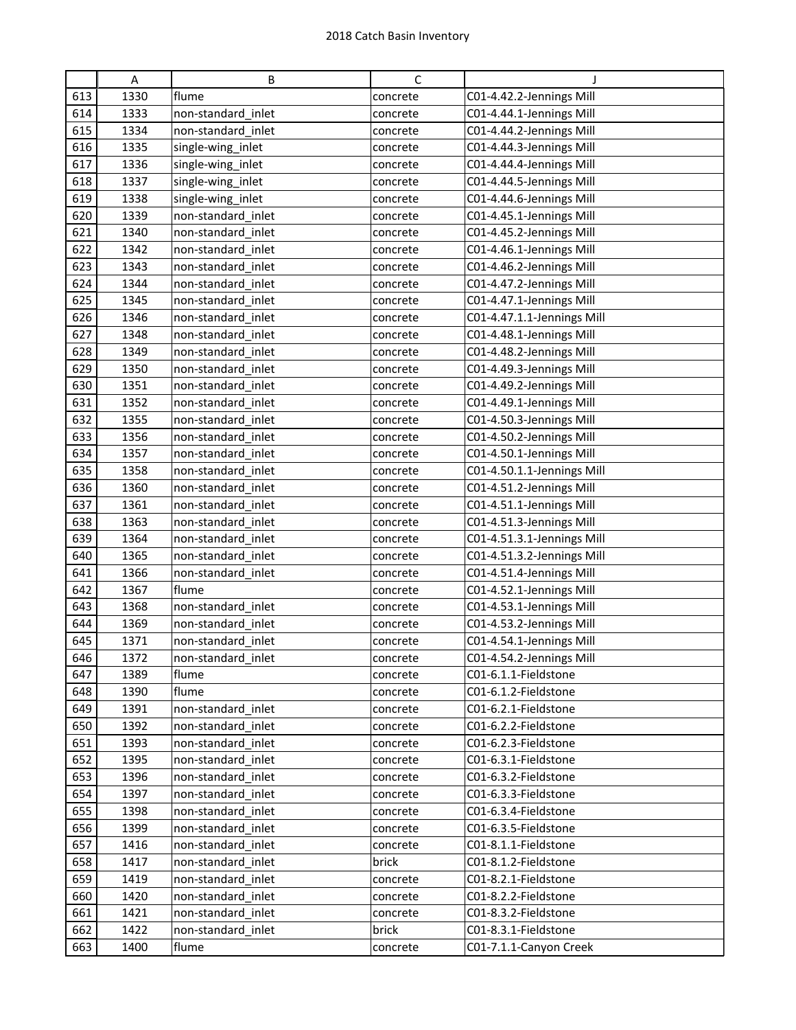|  | A | B | C | J |
|---|---|---|---|---|
| 613 | 1330 | flume | concrete | C01-4.42.2-Jennings Mill |
| 614 | 1333 | non-standard_inlet | concrete | C01-4.44.1-Jennings Mill |
| 615 | 1334 | non-standard_inlet | concrete | C01-4.44.2-Jennings Mill |
| 616 | 1335 | single-wing_inlet | concrete | C01-4.44.3-Jennings Mill |
| 617 | 1336 | single-wing_inlet | concrete | C01-4.44.4-Jennings Mill |
| 618 | 1337 | single-wing_inlet | concrete | C01-4.44.5-Jennings Mill |
| 619 | 1338 | single-wing_inlet | concrete | C01-4.44.6-Jennings Mill |
| 620 | 1339 | non-standard_inlet | concrete | C01-4.45.1-Jennings Mill |
| 621 | 1340 | non-standard_inlet | concrete | C01-4.45.2-Jennings Mill |
| 622 | 1342 | non-standard_inlet | concrete | C01-4.46.1-Jennings Mill |
| 623 | 1343 | non-standard_inlet | concrete | C01-4.46.2-Jennings Mill |
| 624 | 1344 | non-standard_inlet | concrete | C01-4.47.2-Jennings Mill |
| 625 | 1345 | non-standard_inlet | concrete | C01-4.47.1-Jennings Mill |
| 626 | 1346 | non-standard_inlet | concrete | C01-4.47.1.1-Jennings Mill |
| 627 | 1348 | non-standard_inlet | concrete | C01-4.48.1-Jennings Mill |
| 628 | 1349 | non-standard_inlet | concrete | C01-4.48.2-Jennings Mill |
| 629 | 1350 | non-standard_inlet | concrete | C01-4.49.3-Jennings Mill |
| 630 | 1351 | non-standard_inlet | concrete | C01-4.49.2-Jennings Mill |
| 631 | 1352 | non-standard_inlet | concrete | C01-4.49.1-Jennings Mill |
| 632 | 1355 | non-standard_inlet | concrete | C01-4.50.3-Jennings Mill |
| 633 | 1356 | non-standard_inlet | concrete | C01-4.50.2-Jennings Mill |
| 634 | 1357 | non-standard_inlet | concrete | C01-4.50.1-Jennings Mill |
| 635 | 1358 | non-standard_inlet | concrete | C01-4.50.1.1-Jennings Mill |
| 636 | 1360 | non-standard_inlet | concrete | C01-4.51.2-Jennings Mill |
| 637 | 1361 | non-standard_inlet | concrete | C01-4.51.1-Jennings Mill |
| 638 | 1363 | non-standard_inlet | concrete | C01-4.51.3-Jennings Mill |
| 639 | 1364 | non-standard_inlet | concrete | C01-4.51.3.1-Jennings Mill |
| 640 | 1365 | non-standard_inlet | concrete | C01-4.51.3.2-Jennings Mill |
| 641 | 1366 | non-standard_inlet | concrete | C01-4.51.4-Jennings Mill |
| 642 | 1367 | flume | concrete | C01-4.52.1-Jennings Mill |
| 643 | 1368 | non-standard_inlet | concrete | C01-4.53.1-Jennings Mill |
| 644 | 1369 | non-standard_inlet | concrete | C01-4.53.2-Jennings Mill |
| 645 | 1371 | non-standard_inlet | concrete | C01-4.54.1-Jennings Mill |
| 646 | 1372 | non-standard_inlet | concrete | C01-4.54.2-Jennings Mill |
| 647 | 1389 | flume | concrete | C01-6.1.1-Fieldstone |
| 648 | 1390 | flume | concrete | C01-6.1.2-Fieldstone |
| 649 | 1391 | non-standard_inlet | concrete | C01-6.2.1-Fieldstone |
| 650 | 1392 | non-standard_inlet | concrete | C01-6.2.2-Fieldstone |
| 651 | 1393 | non-standard_inlet | concrete | C01-6.2.3-Fieldstone |
| 652 | 1395 | non-standard_inlet | concrete | C01-6.3.1-Fieldstone |
| 653 | 1396 | non-standard_inlet | concrete | C01-6.3.2-Fieldstone |
| 654 | 1397 | non-standard_inlet | concrete | C01-6.3.3-Fieldstone |
| 655 | 1398 | non-standard_inlet | concrete | C01-6.3.4-Fieldstone |
| 656 | 1399 | non-standard_inlet | concrete | C01-6.3.5-Fieldstone |
| 657 | 1416 | non-standard_inlet | concrete | C01-8.1.1-Fieldstone |
| 658 | 1417 | non-standard_inlet | brick | C01-8.1.2-Fieldstone |
| 659 | 1419 | non-standard_inlet | concrete | C01-8.2.1-Fieldstone |
| 660 | 1420 | non-standard_inlet | concrete | C01-8.2.2-Fieldstone |
| 661 | 1421 | non-standard_inlet | concrete | C01-8.3.2-Fieldstone |
| 662 | 1422 | non-standard_inlet | brick | C01-8.3.1-Fieldstone |
| 663 | 1400 | flume | concrete | C01-7.1.1-Canyon Creek |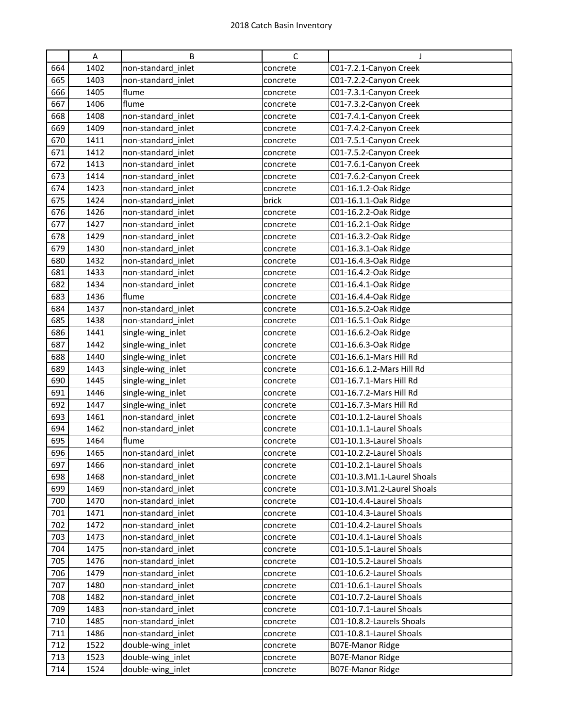# 2018 Catch Basin Inventory

| | A | B | C | J |
|---|---|---|---|---|
| 664 | 1402 | non-standard_inlet | concrete | C01-7.2.1-Canyon Creek |
| 665 | 1403 | non-standard_inlet | concrete | C01-7.2.2-Canyon Creek |
| 666 | 1405 | flume | concrete | C01-7.3.1-Canyon Creek |
| 667 | 1406 | flume | concrete | C01-7.3.2-Canyon Creek |
| 668 | 1408 | non-standard_inlet | concrete | C01-7.4.1-Canyon Creek |
| 669 | 1409 | non-standard_inlet | concrete | C01-7.4.2-Canyon Creek |
| 670 | 1411 | non-standard_inlet | concrete | C01-7.5.1-Canyon Creek |
| 671 | 1412 | non-standard_inlet | concrete | C01-7.5.2-Canyon Creek |
| 672 | 1413 | non-standard_inlet | concrete | C01-7.6.1-Canyon Creek |
| 673 | 1414 | non-standard_inlet | concrete | C01-7.6.2-Canyon Creek |
| 674 | 1423 | non-standard_inlet | concrete | C01-16.1.2-Oak Ridge |
| 675 | 1424 | non-standard_inlet | brick | C01-16.1.1-Oak Ridge |
| 676 | 1426 | non-standard_inlet | concrete | C01-16.2.2-Oak Ridge |
| 677 | 1427 | non-standard_inlet | concrete | C01-16.2.1-Oak Ridge |
| 678 | 1429 | non-standard_inlet | concrete | C01-16.3.2-Oak Ridge |
| 679 | 1430 | non-standard_inlet | concrete | C01-16.3.1-Oak Ridge |
| 680 | 1432 | non-standard_inlet | concrete | C01-16.4.3-Oak Ridge |
| 681 | 1433 | non-standard_inlet | concrete | C01-16.4.2-Oak Ridge |
| 682 | 1434 | non-standard_inlet | concrete | C01-16.4.1-Oak Ridge |
| 683 | 1436 | flume | concrete | C01-16.4.4-Oak Ridge |
| 684 | 1437 | non-standard_inlet | concrete | C01-16.5.2-Oak Ridge |
| 685 | 1438 | non-standard_inlet | concrete | C01-16.5.1-Oak Ridge |
| 686 | 1441 | single-wing_inlet | concrete | C01-16.6.2-Oak Ridge |
| 687 | 1442 | single-wing_inlet | concrete | C01-16.6.3-Oak Ridge |
| 688 | 1440 | single-wing_inlet | concrete | C01-16.6.1-Mars Hill Rd |
| 689 | 1443 | single-wing_inlet | concrete | C01-16.6.1.2-Mars Hill Rd |
| 690 | 1445 | single-wing_inlet | concrete | C01-16.7.1-Mars Hill Rd |
| 691 | 1446 | single-wing_inlet | concrete | C01-16.7.2-Mars Hill Rd |
| 692 | 1447 | single-wing_inlet | concrete | C01-16.7.3-Mars Hill Rd |
| 693 | 1461 | non-standard_inlet | concrete | C01-10.1.2-Laurel Shoals |
| 694 | 1462 | non-standard_inlet | concrete | C01-10.1.1-Laurel Shoals |
| 695 | 1464 | flume | concrete | C01-10.1.3-Laurel Shoals |
| 696 | 1465 | non-standard_inlet | concrete | C01-10.2.2-Laurel Shoals |
| 697 | 1466 | non-standard_inlet | concrete | C01-10.2.1-Laurel Shoals |
| 698 | 1468 | non-standard_inlet | concrete | C01-10.3.M1.1-Laurel Shoals |
| 699 | 1469 | non-standard_inlet | concrete | C01-10.3.M1.2-Laurel Shoals |
| 700 | 1470 | non-standard_inlet | concrete | C01-10.4.4-Laurel Shoals |
| 701 | 1471 | non-standard_inlet | concrete | C01-10.4.3-Laurel Shoals |
| 702 | 1472 | non-standard_inlet | concrete | C01-10.4.2-Laurel Shoals |
| 703 | 1473 | non-standard_inlet | concrete | C01-10.4.1-Laurel Shoals |
| 704 | 1475 | non-standard_inlet | concrete | C01-10.5.1-Laurel Shoals |
| 705 | 1476 | non-standard_inlet | concrete | C01-10.5.2-Laurel Shoals |
| 706 | 1479 | non-standard_inlet | concrete | C01-10.6.2-Laurel Shoals |
| 707 | 1480 | non-standard_inlet | concrete | C01-10.6.1-Laurel Shoals |
| 708 | 1482 | non-standard_inlet | concrete | C01-10.7.2-Laurel Shoals |
| 709 | 1483 | non-standard_inlet | concrete | C01-10.7.1-Laurel Shoals |
| 710 | 1485 | non-standard_inlet | concrete | C01-10.8.2-Laurels Shoals |
| 711 | 1486 | non-standard_inlet | concrete | C01-10.8.1-Laurel Shoals |
| 712 | 1522 | double-wing_inlet | concrete | B07E-Manor Ridge |
| 713 | 1523 | double-wing_inlet | concrete | B07E-Manor Ridge |
| 714 | 1524 | double-wing_inlet | concrete | B07E-Manor Ridge |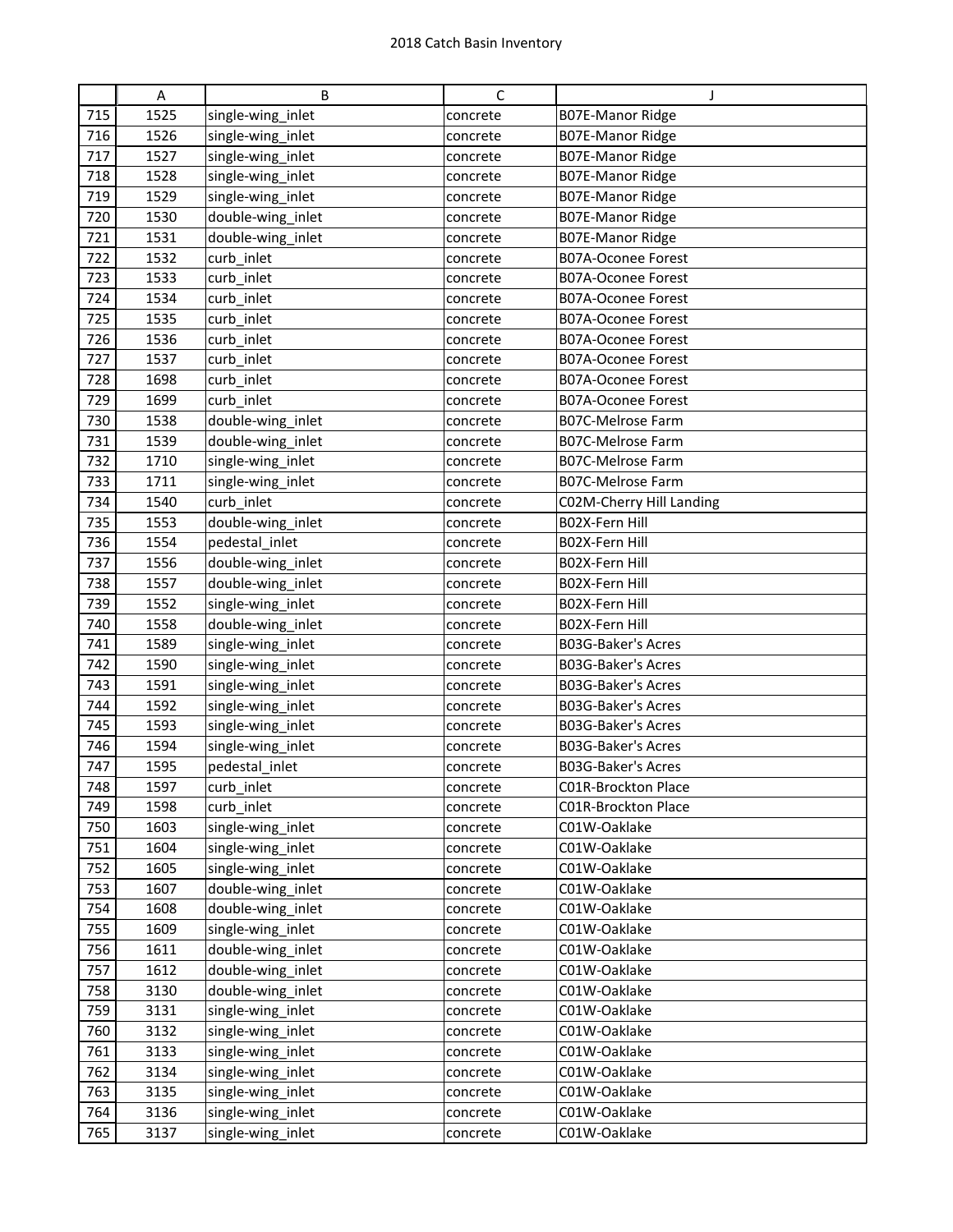|  | A | B | C | J |
|---|---|---|---|---|
| 715 | 1525 | single-wing_inlet | concrete | B07E-Manor Ridge |
| 716 | 1526 | single-wing_inlet | concrete | B07E-Manor Ridge |
| 717 | 1527 | single-wing_inlet | concrete | B07E-Manor Ridge |
| 718 | 1528 | single-wing_inlet | concrete | B07E-Manor Ridge |
| 719 | 1529 | single-wing_inlet | concrete | B07E-Manor Ridge |
| 720 | 1530 | double-wing_inlet | concrete | B07E-Manor Ridge |
| 721 | 1531 | double-wing_inlet | concrete | B07E-Manor Ridge |
| 722 | 1532 | curb_inlet | concrete | B07A-Oconee Forest |
| 723 | 1533 | curb_inlet | concrete | B07A-Oconee Forest |
| 724 | 1534 | curb_inlet | concrete | B07A-Oconee Forest |
| 725 | 1535 | curb_inlet | concrete | B07A-Oconee Forest |
| 726 | 1536 | curb_inlet | concrete | B07A-Oconee Forest |
| 727 | 1537 | curb_inlet | concrete | B07A-Oconee Forest |
| 728 | 1698 | curb_inlet | concrete | B07A-Oconee Forest |
| 729 | 1699 | curb_inlet | concrete | B07A-Oconee Forest |
| 730 | 1538 | double-wing_inlet | concrete | B07C-Melrose Farm |
| 731 | 1539 | double-wing_inlet | concrete | B07C-Melrose Farm |
| 732 | 1710 | single-wing_inlet | concrete | B07C-Melrose Farm |
| 733 | 1711 | single-wing_inlet | concrete | B07C-Melrose Farm |
| 734 | 1540 | curb_inlet | concrete | C02M-Cherry Hill Landing |
| 735 | 1553 | double-wing_inlet | concrete | B02X-Fern Hill |
| 736 | 1554 | pedestal_inlet | concrete | B02X-Fern Hill |
| 737 | 1556 | double-wing_inlet | concrete | B02X-Fern Hill |
| 738 | 1557 | double-wing_inlet | concrete | B02X-Fern Hill |
| 739 | 1552 | single-wing_inlet | concrete | B02X-Fern Hill |
| 740 | 1558 | double-wing_inlet | concrete | B02X-Fern Hill |
| 741 | 1589 | single-wing_inlet | concrete | B03G-Baker's Acres |
| 742 | 1590 | single-wing_inlet | concrete | B03G-Baker's Acres |
| 743 | 1591 | single-wing_inlet | concrete | B03G-Baker's Acres |
| 744 | 1592 | single-wing_inlet | concrete | B03G-Baker's Acres |
| 745 | 1593 | single-wing_inlet | concrete | B03G-Baker's Acres |
| 746 | 1594 | single-wing_inlet | concrete | B03G-Baker's Acres |
| 747 | 1595 | pedestal_inlet | concrete | B03G-Baker's Acres |
| 748 | 1597 | curb_inlet | concrete | C01R-Brockton Place |
| 749 | 1598 | curb_inlet | concrete | C01R-Brockton Place |
| 750 | 1603 | single-wing_inlet | concrete | C01W-Oaklake |
| 751 | 1604 | single-wing_inlet | concrete | C01W-Oaklake |
| 752 | 1605 | single-wing_inlet | concrete | C01W-Oaklake |
| 753 | 1607 | double-wing_inlet | concrete | C01W-Oaklake |
| 754 | 1608 | double-wing_inlet | concrete | C01W-Oaklake |
| 755 | 1609 | single-wing_inlet | concrete | C01W-Oaklake |
| 756 | 1611 | double-wing_inlet | concrete | C01W-Oaklake |
| 757 | 1612 | double-wing_inlet | concrete | C01W-Oaklake |
| 758 | 3130 | double-wing_inlet | concrete | C01W-Oaklake |
| 759 | 3131 | single-wing_inlet | concrete | C01W-Oaklake |
| 760 | 3132 | single-wing_inlet | concrete | C01W-Oaklake |
| 761 | 3133 | single-wing_inlet | concrete | C01W-Oaklake |
| 762 | 3134 | single-wing_inlet | concrete | C01W-Oaklake |
| 763 | 3135 | single-wing_inlet | concrete | C01W-Oaklake |
| 764 | 3136 | single-wing_inlet | concrete | C01W-Oaklake |
| 765 | 3137 | single-wing_inlet | concrete | C01W-Oaklake |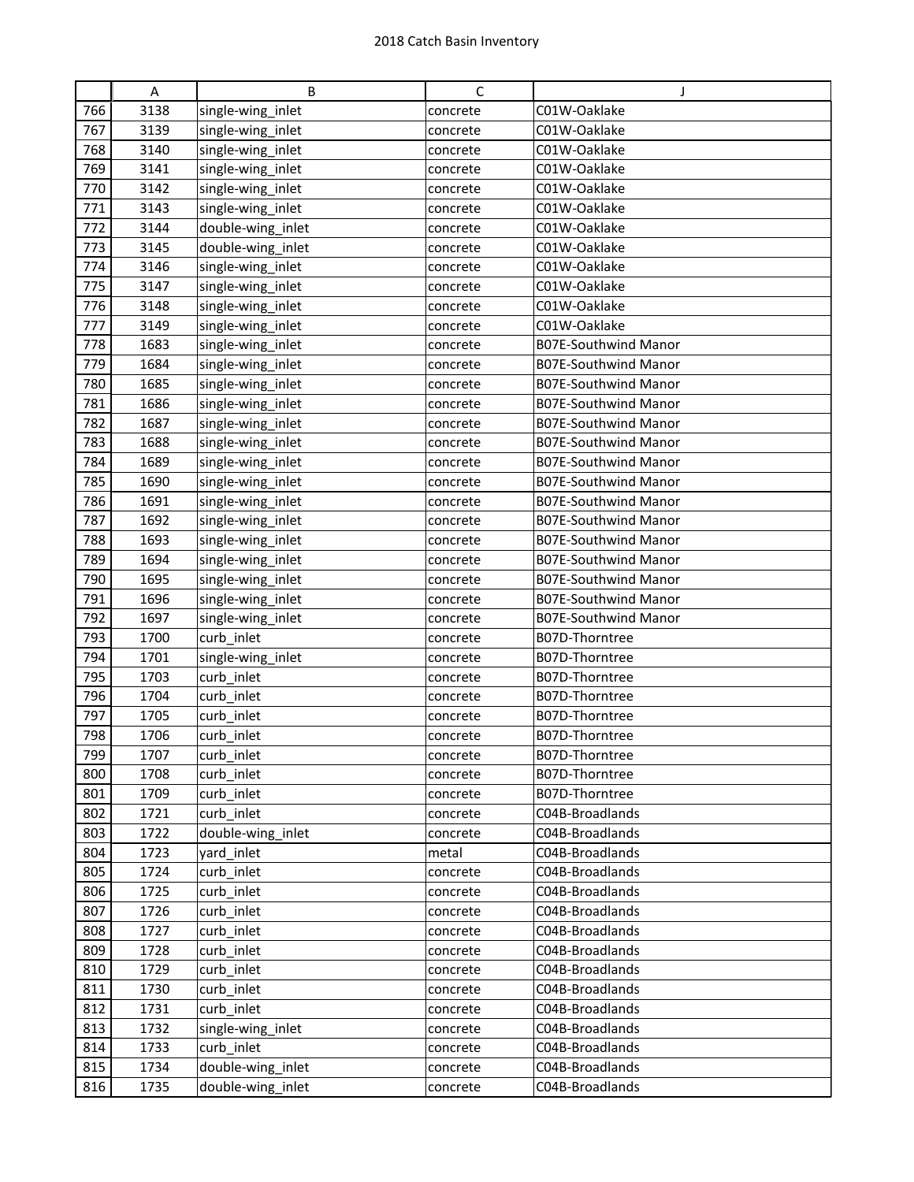|  | A | B | C | J |
|---|---|---|---|---|
| 766 | 3138 | single-wing_inlet | concrete | C01W-Oaklake |
| 767 | 3139 | single-wing_inlet | concrete | C01W-Oaklake |
| 768 | 3140 | single-wing_inlet | concrete | C01W-Oaklake |
| 769 | 3141 | single-wing_inlet | concrete | C01W-Oaklake |
| 770 | 3142 | single-wing_inlet | concrete | C01W-Oaklake |
| 771 | 3143 | single-wing_inlet | concrete | C01W-Oaklake |
| 772 | 3144 | double-wing_inlet | concrete | C01W-Oaklake |
| 773 | 3145 | double-wing_inlet | concrete | C01W-Oaklake |
| 774 | 3146 | single-wing_inlet | concrete | C01W-Oaklake |
| 775 | 3147 | single-wing_inlet | concrete | C01W-Oaklake |
| 776 | 3148 | single-wing_inlet | concrete | C01W-Oaklake |
| 777 | 3149 | single-wing_inlet | concrete | C01W-Oaklake |
| 778 | 1683 | single-wing_inlet | concrete | B07E-Southwind Manor |
| 779 | 1684 | single-wing_inlet | concrete | B07E-Southwind Manor |
| 780 | 1685 | single-wing_inlet | concrete | B07E-Southwind Manor |
| 781 | 1686 | single-wing_inlet | concrete | B07E-Southwind Manor |
| 782 | 1687 | single-wing_inlet | concrete | B07E-Southwind Manor |
| 783 | 1688 | single-wing_inlet | concrete | B07E-Southwind Manor |
| 784 | 1689 | single-wing_inlet | concrete | B07E-Southwind Manor |
| 785 | 1690 | single-wing_inlet | concrete | B07E-Southwind Manor |
| 786 | 1691 | single-wing_inlet | concrete | B07E-Southwind Manor |
| 787 | 1692 | single-wing_inlet | concrete | B07E-Southwind Manor |
| 788 | 1693 | single-wing_inlet | concrete | B07E-Southwind Manor |
| 789 | 1694 | single-wing_inlet | concrete | B07E-Southwind Manor |
| 790 | 1695 | single-wing_inlet | concrete | B07E-Southwind Manor |
| 791 | 1696 | single-wing_inlet | concrete | B07E-Southwind Manor |
| 792 | 1697 | single-wing_inlet | concrete | B07E-Southwind Manor |
| 793 | 1700 | curb_inlet | concrete | B07D-Thorntree |
| 794 | 1701 | single-wing_inlet | concrete | B07D-Thorntree |
| 795 | 1703 | curb_inlet | concrete | B07D-Thorntree |
| 796 | 1704 | curb_inlet | concrete | B07D-Thorntree |
| 797 | 1705 | curb_inlet | concrete | B07D-Thorntree |
| 798 | 1706 | curb_inlet | concrete | B07D-Thorntree |
| 799 | 1707 | curb_inlet | concrete | B07D-Thorntree |
| 800 | 1708 | curb_inlet | concrete | B07D-Thorntree |
| 801 | 1709 | curb_inlet | concrete | B07D-Thorntree |
| 802 | 1721 | curb_inlet | concrete | C04B-Broadlands |
| 803 | 1722 | double-wing_inlet | concrete | C04B-Broadlands |
| 804 | 1723 | yard_inlet | metal | C04B-Broadlands |
| 805 | 1724 | curb_inlet | concrete | C04B-Broadlands |
| 806 | 1725 | curb_inlet | concrete | C04B-Broadlands |
| 807 | 1726 | curb_inlet | concrete | C04B-Broadlands |
| 808 | 1727 | curb_inlet | concrete | C04B-Broadlands |
| 809 | 1728 | curb_inlet | concrete | C04B-Broadlands |
| 810 | 1729 | curb_inlet | concrete | C04B-Broadlands |
| 811 | 1730 | curb_inlet | concrete | C04B-Broadlands |
| 812 | 1731 | curb_inlet | concrete | C04B-Broadlands |
| 813 | 1732 | single-wing_inlet | concrete | C04B-Broadlands |
| 814 | 1733 | curb_inlet | concrete | C04B-Broadlands |
| 815 | 1734 | double-wing_inlet | concrete | C04B-Broadlands |
| 816 | 1735 | double-wing_inlet | concrete | C04B-Broadlands |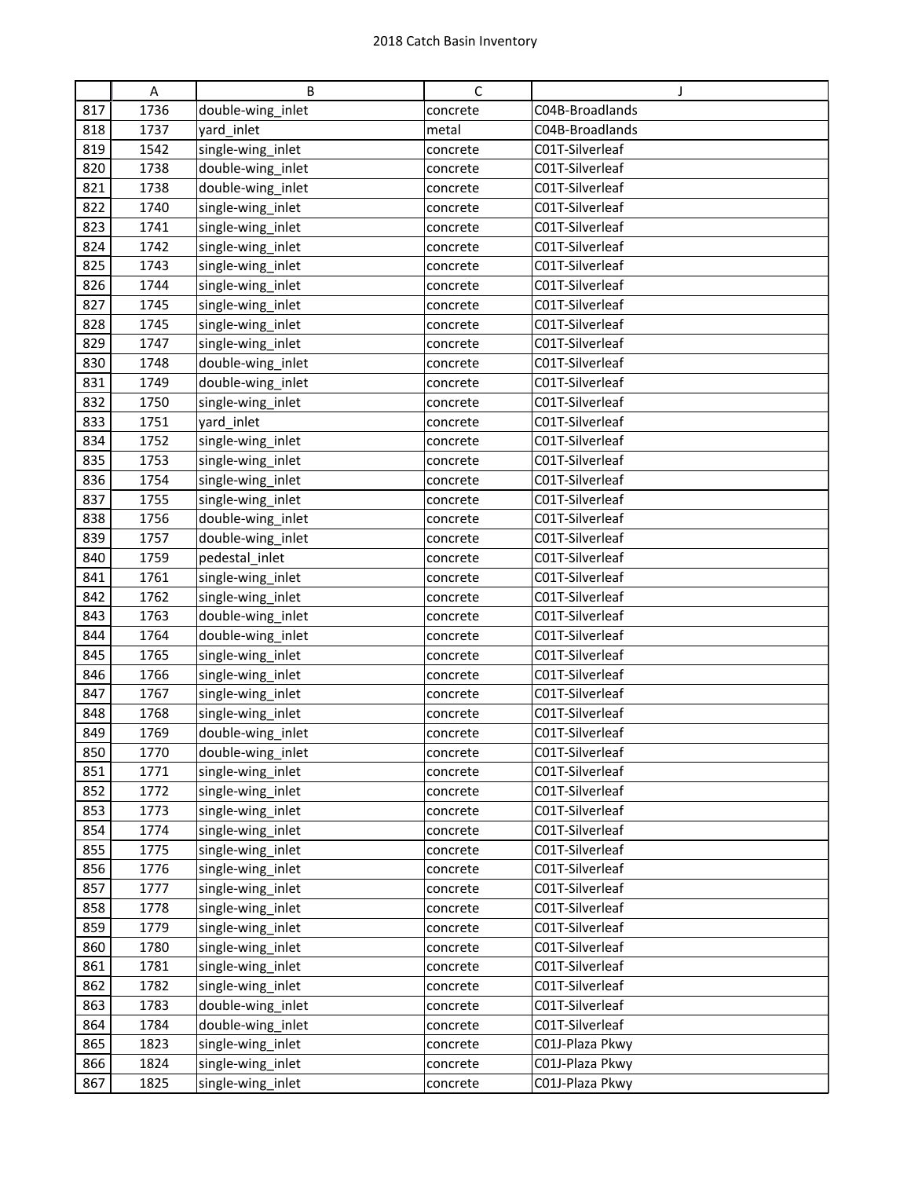# 2018 Catch Basin Inventory

| | A | B | C | J |
|---|---|---|---|---|
| 817 | 1736 | double-wing_inlet | concrete | C04B-Broadlands |
| 818 | 1737 | yard_inlet | metal | C04B-Broadlands |
| 819 | 1542 | single-wing_inlet | concrete | C01T-Silverleaf |
| 820 | 1738 | double-wing_inlet | concrete | C01T-Silverleaf |
| 821 | 1738 | double-wing_inlet | concrete | C01T-Silverleaf |
| 822 | 1740 | single-wing_inlet | concrete | C01T-Silverleaf |
| 823 | 1741 | single-wing_inlet | concrete | C01T-Silverleaf |
| 824 | 1742 | single-wing_inlet | concrete | C01T-Silverleaf |
| 825 | 1743 | single-wing_inlet | concrete | C01T-Silverleaf |
| 826 | 1744 | single-wing_inlet | concrete | C01T-Silverleaf |
| 827 | 1745 | single-wing_inlet | concrete | C01T-Silverleaf |
| 828 | 1745 | single-wing_inlet | concrete | C01T-Silverleaf |
| 829 | 1747 | single-wing_inlet | concrete | C01T-Silverleaf |
| 830 | 1748 | double-wing_inlet | concrete | C01T-Silverleaf |
| 831 | 1749 | double-wing_inlet | concrete | C01T-Silverleaf |
| 832 | 1750 | single-wing_inlet | concrete | C01T-Silverleaf |
| 833 | 1751 | yard_inlet | concrete | C01T-Silverleaf |
| 834 | 1752 | single-wing_inlet | concrete | C01T-Silverleaf |
| 835 | 1753 | single-wing_inlet | concrete | C01T-Silverleaf |
| 836 | 1754 | single-wing_inlet | concrete | C01T-Silverleaf |
| 837 | 1755 | single-wing_inlet | concrete | C01T-Silverleaf |
| 838 | 1756 | double-wing_inlet | concrete | C01T-Silverleaf |
| 839 | 1757 | double-wing_inlet | concrete | C01T-Silverleaf |
| 840 | 1759 | pedestal_inlet | concrete | C01T-Silverleaf |
| 841 | 1761 | single-wing_inlet | concrete | C01T-Silverleaf |
| 842 | 1762 | single-wing_inlet | concrete | C01T-Silverleaf |
| 843 | 1763 | double-wing_inlet | concrete | C01T-Silverleaf |
| 844 | 1764 | double-wing_inlet | concrete | C01T-Silverleaf |
| 845 | 1765 | single-wing_inlet | concrete | C01T-Silverleaf |
| 846 | 1766 | single-wing_inlet | concrete | C01T-Silverleaf |
| 847 | 1767 | single-wing_inlet | concrete | C01T-Silverleaf |
| 848 | 1768 | single-wing_inlet | concrete | C01T-Silverleaf |
| 849 | 1769 | double-wing_inlet | concrete | C01T-Silverleaf |
| 850 | 1770 | double-wing_inlet | concrete | C01T-Silverleaf |
| 851 | 1771 | single-wing_inlet | concrete | C01T-Silverleaf |
| 852 | 1772 | single-wing_inlet | concrete | C01T-Silverleaf |
| 853 | 1773 | single-wing_inlet | concrete | C01T-Silverleaf |
| 854 | 1774 | single-wing_inlet | concrete | C01T-Silverleaf |
| 855 | 1775 | single-wing_inlet | concrete | C01T-Silverleaf |
| 856 | 1776 | single-wing_inlet | concrete | C01T-Silverleaf |
| 857 | 1777 | single-wing_inlet | concrete | C01T-Silverleaf |
| 858 | 1778 | single-wing_inlet | concrete | C01T-Silverleaf |
| 859 | 1779 | single-wing_inlet | concrete | C01T-Silverleaf |
| 860 | 1780 | single-wing_inlet | concrete | C01T-Silverleaf |
| 861 | 1781 | single-wing_inlet | concrete | C01T-Silverleaf |
| 862 | 1782 | single-wing_inlet | concrete | C01T-Silverleaf |
| 863 | 1783 | double-wing_inlet | concrete | C01T-Silverleaf |
| 864 | 1784 | double-wing_inlet | concrete | C01T-Silverleaf |
| 865 | 1823 | single-wing_inlet | concrete | C01J-Plaza Pkwy |
| 866 | 1824 | single-wing_inlet | concrete | C01J-Plaza Pkwy |
| 867 | 1825 | single-wing_inlet | concrete | C01J-Plaza Pkwy |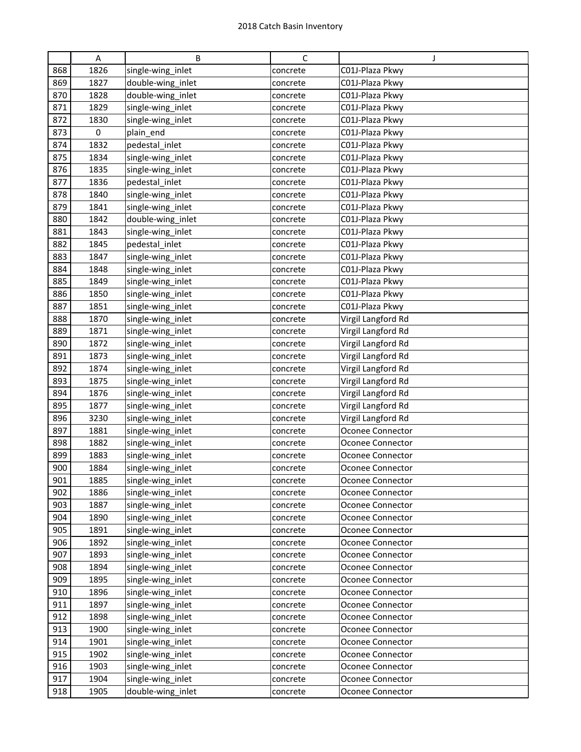|  | A | B | C | J |
|---|---|---|---|---|
| 868 | 1826 | single-wing_inlet | concrete | C01J-Plaza Pkwy |
| 869 | 1827 | double-wing_inlet | concrete | C01J-Plaza Pkwy |
| 870 | 1828 | double-wing_inlet | concrete | C01J-Plaza Pkwy |
| 871 | 1829 | single-wing_inlet | concrete | C01J-Plaza Pkwy |
| 872 | 1830 | single-wing_inlet | concrete | C01J-Plaza Pkwy |
| 873 | 0 | plain_end | concrete | C01J-Plaza Pkwy |
| 874 | 1832 | pedestal_inlet | concrete | C01J-Plaza Pkwy |
| 875 | 1834 | single-wing_inlet | concrete | C01J-Plaza Pkwy |
| 876 | 1835 | single-wing_inlet | concrete | C01J-Plaza Pkwy |
| 877 | 1836 | pedestal_inlet | concrete | C01J-Plaza Pkwy |
| 878 | 1840 | single-wing_inlet | concrete | C01J-Plaza Pkwy |
| 879 | 1841 | single-wing_inlet | concrete | C01J-Plaza Pkwy |
| 880 | 1842 | double-wing_inlet | concrete | C01J-Plaza Pkwy |
| 881 | 1843 | single-wing_inlet | concrete | C01J-Plaza Pkwy |
| 882 | 1845 | pedestal_inlet | concrete | C01J-Plaza Pkwy |
| 883 | 1847 | single-wing_inlet | concrete | C01J-Plaza Pkwy |
| 884 | 1848 | single-wing_inlet | concrete | C01J-Plaza Pkwy |
| 885 | 1849 | single-wing_inlet | concrete | C01J-Plaza Pkwy |
| 886 | 1850 | single-wing_inlet | concrete | C01J-Plaza Pkwy |
| 887 | 1851 | single-wing_inlet | concrete | C01J-Plaza Pkwy |
| 888 | 1870 | single-wing_inlet | concrete | Virgil Langford Rd |
| 889 | 1871 | single-wing_inlet | concrete | Virgil Langford Rd |
| 890 | 1872 | single-wing_inlet | concrete | Virgil Langford Rd |
| 891 | 1873 | single-wing_inlet | concrete | Virgil Langford Rd |
| 892 | 1874 | single-wing_inlet | concrete | Virgil Langford Rd |
| 893 | 1875 | single-wing_inlet | concrete | Virgil Langford Rd |
| 894 | 1876 | single-wing_inlet | concrete | Virgil Langford Rd |
| 895 | 1877 | single-wing_inlet | concrete | Virgil Langford Rd |
| 896 | 3230 | single-wing_inlet | concrete | Virgil Langford Rd |
| 897 | 1881 | single-wing_inlet | concrete | Oconee Connector |
| 898 | 1882 | single-wing_inlet | concrete | Oconee Connector |
| 899 | 1883 | single-wing_inlet | concrete | Oconee Connector |
| 900 | 1884 | single-wing_inlet | concrete | Oconee Connector |
| 901 | 1885 | single-wing_inlet | concrete | Oconee Connector |
| 902 | 1886 | single-wing_inlet | concrete | Oconee Connector |
| 903 | 1887 | single-wing_inlet | concrete | Oconee Connector |
| 904 | 1890 | single-wing_inlet | concrete | Oconee Connector |
| 905 | 1891 | single-wing_inlet | concrete | Oconee Connector |
| 906 | 1892 | single-wing_inlet | concrete | Oconee Connector |
| 907 | 1893 | single-wing_inlet | concrete | Oconee Connector |
| 908 | 1894 | single-wing_inlet | concrete | Oconee Connector |
| 909 | 1895 | single-wing_inlet | concrete | Oconee Connector |
| 910 | 1896 | single-wing_inlet | concrete | Oconee Connector |
| 911 | 1897 | single-wing_inlet | concrete | Oconee Connector |
| 912 | 1898 | single-wing_inlet | concrete | Oconee Connector |
| 913 | 1900 | single-wing_inlet | concrete | Oconee Connector |
| 914 | 1901 | single-wing_inlet | concrete | Oconee Connector |
| 915 | 1902 | single-wing_inlet | concrete | Oconee Connector |
| 916 | 1903 | single-wing_inlet | concrete | Oconee Connector |
| 917 | 1904 | single-wing_inlet | concrete | Oconee Connector |
| 918 | 1905 | double-wing_inlet | concrete | Oconee Connector |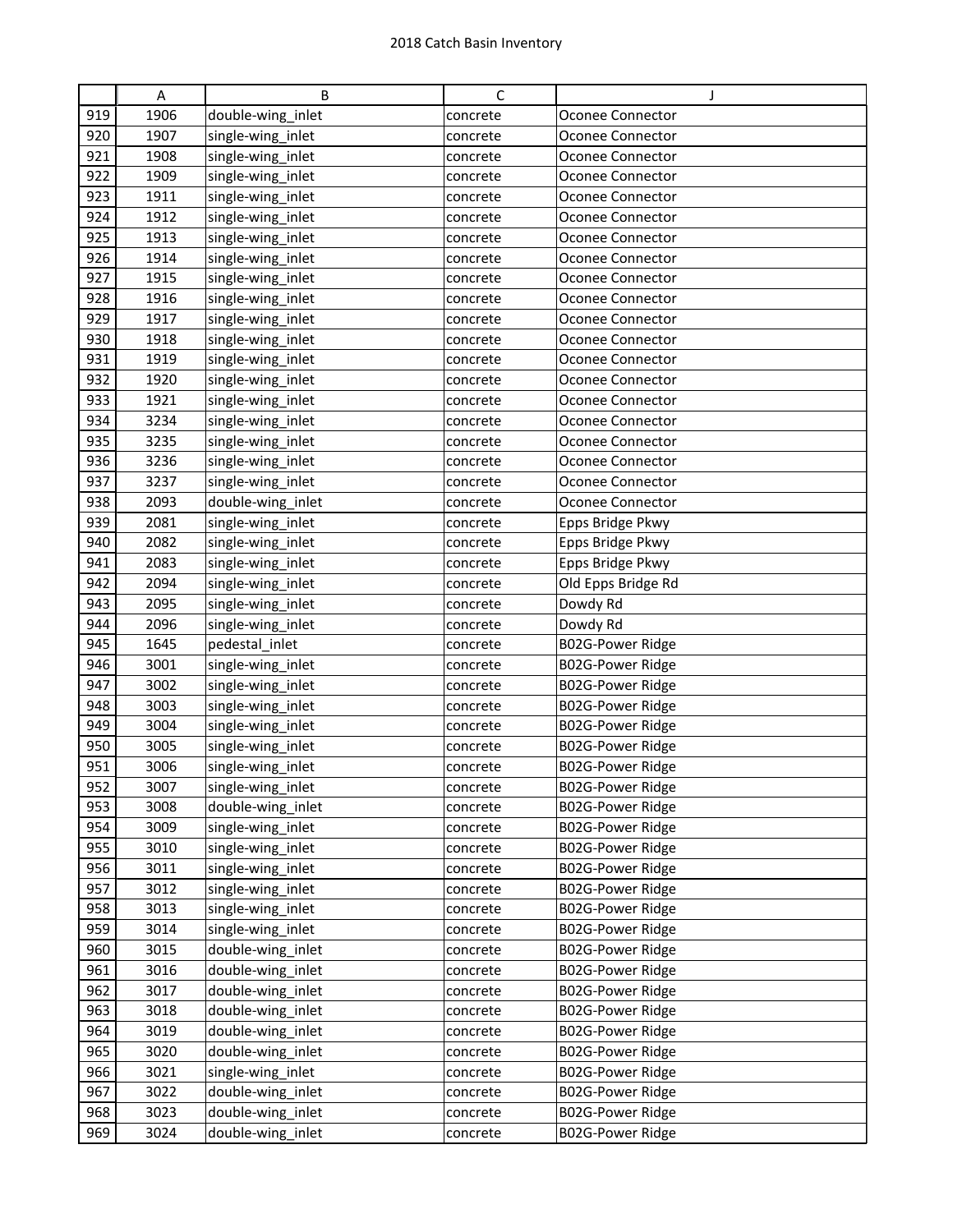|  | A | B | C | J |
|---|---|---|---|---|
| 919 | 1906 | double-wing_inlet | concrete | Oconee Connector |
| 920 | 1907 | single-wing_inlet | concrete | Oconee Connector |
| 921 | 1908 | single-wing_inlet | concrete | Oconee Connector |
| 922 | 1909 | single-wing_inlet | concrete | Oconee Connector |
| 923 | 1911 | single-wing_inlet | concrete | Oconee Connector |
| 924 | 1912 | single-wing_inlet | concrete | Oconee Connector |
| 925 | 1913 | single-wing_inlet | concrete | Oconee Connector |
| 926 | 1914 | single-wing_inlet | concrete | Oconee Connector |
| 927 | 1915 | single-wing_inlet | concrete | Oconee Connector |
| 928 | 1916 | single-wing_inlet | concrete | Oconee Connector |
| 929 | 1917 | single-wing_inlet | concrete | Oconee Connector |
| 930 | 1918 | single-wing_inlet | concrete | Oconee Connector |
| 931 | 1919 | single-wing_inlet | concrete | Oconee Connector |
| 932 | 1920 | single-wing_inlet | concrete | Oconee Connector |
| 933 | 1921 | single-wing_inlet | concrete | Oconee Connector |
| 934 | 3234 | single-wing_inlet | concrete | Oconee Connector |
| 935 | 3235 | single-wing_inlet | concrete | Oconee Connector |
| 936 | 3236 | single-wing_inlet | concrete | Oconee Connector |
| 937 | 3237 | single-wing_inlet | concrete | Oconee Connector |
| 938 | 2093 | double-wing_inlet | concrete | Oconee Connector |
| 939 | 2081 | single-wing_inlet | concrete | Epps Bridge Pkwy |
| 940 | 2082 | single-wing_inlet | concrete | Epps Bridge Pkwy |
| 941 | 2083 | single-wing_inlet | concrete | Epps Bridge Pkwy |
| 942 | 2094 | single-wing_inlet | concrete | Old Epps Bridge Rd |
| 943 | 2095 | single-wing_inlet | concrete | Dowdy Rd |
| 944 | 2096 | single-wing_inlet | concrete | Dowdy Rd |
| 945 | 1645 | pedestal_inlet | concrete | B02G-Power Ridge |
| 946 | 3001 | single-wing_inlet | concrete | B02G-Power Ridge |
| 947 | 3002 | single-wing_inlet | concrete | B02G-Power Ridge |
| 948 | 3003 | single-wing_inlet | concrete | B02G-Power Ridge |
| 949 | 3004 | single-wing_inlet | concrete | B02G-Power Ridge |
| 950 | 3005 | single-wing_inlet | concrete | B02G-Power Ridge |
| 951 | 3006 | single-wing_inlet | concrete | B02G-Power Ridge |
| 952 | 3007 | single-wing_inlet | concrete | B02G-Power Ridge |
| 953 | 3008 | double-wing_inlet | concrete | B02G-Power Ridge |
| 954 | 3009 | single-wing_inlet | concrete | B02G-Power Ridge |
| 955 | 3010 | single-wing_inlet | concrete | B02G-Power Ridge |
| 956 | 3011 | single-wing_inlet | concrete | B02G-Power Ridge |
| 957 | 3012 | single-wing_inlet | concrete | B02G-Power Ridge |
| 958 | 3013 | single-wing_inlet | concrete | B02G-Power Ridge |
| 959 | 3014 | single-wing_inlet | concrete | B02G-Power Ridge |
| 960 | 3015 | double-wing_inlet | concrete | B02G-Power Ridge |
| 961 | 3016 | double-wing_inlet | concrete | B02G-Power Ridge |
| 962 | 3017 | double-wing_inlet | concrete | B02G-Power Ridge |
| 963 | 3018 | double-wing_inlet | concrete | B02G-Power Ridge |
| 964 | 3019 | double-wing_inlet | concrete | B02G-Power Ridge |
| 965 | 3020 | double-wing_inlet | concrete | B02G-Power Ridge |
| 966 | 3021 | single-wing_inlet | concrete | B02G-Power Ridge |
| 967 | 3022 | double-wing_inlet | concrete | B02G-Power Ridge |
| 968 | 3023 | double-wing_inlet | concrete | B02G-Power Ridge |
| 969 | 3024 | double-wing_inlet | concrete | B02G-Power Ridge |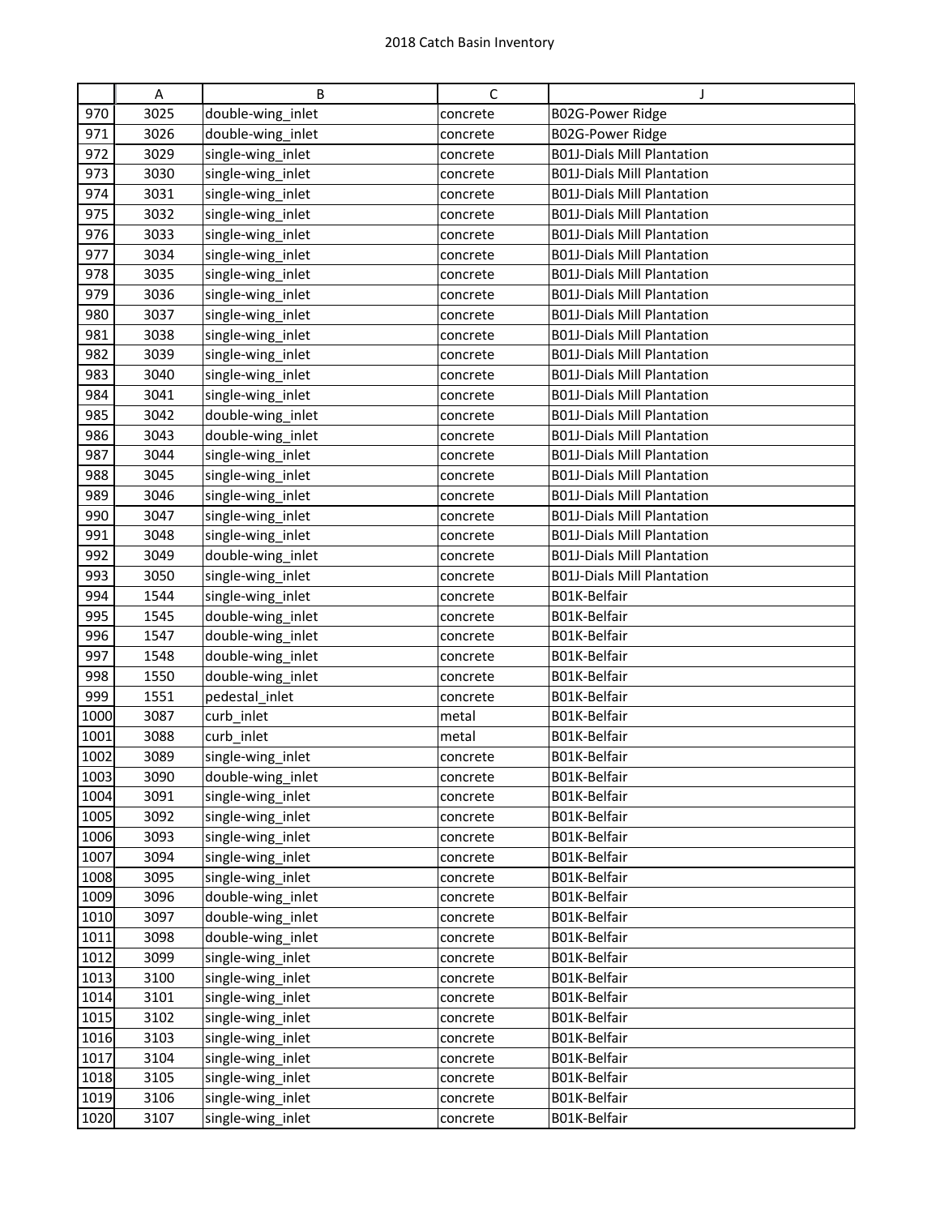# 2018 Catch Basin Inventory

| | A | B | C | J |
|---|---|---|---|---|
| 970 | 3025 | double-wing_inlet | concrete | B02G-Power Ridge |
| 971 | 3026 | double-wing_inlet | concrete | B02G-Power Ridge |
| 972 | 3029 | single-wing_inlet | concrete | B01J-Dials Mill Plantation |
| 973 | 3030 | single-wing_inlet | concrete | B01J-Dials Mill Plantation |
| 974 | 3031 | single-wing_inlet | concrete | B01J-Dials Mill Plantation |
| 975 | 3032 | single-wing_inlet | concrete | B01J-Dials Mill Plantation |
| 976 | 3033 | single-wing_inlet | concrete | B01J-Dials Mill Plantation |
| 977 | 3034 | single-wing_inlet | concrete | B01J-Dials Mill Plantation |
| 978 | 3035 | single-wing_inlet | concrete | B01J-Dials Mill Plantation |
| 979 | 3036 | single-wing_inlet | concrete | B01J-Dials Mill Plantation |
| 980 | 3037 | single-wing_inlet | concrete | B01J-Dials Mill Plantation |
| 981 | 3038 | single-wing_inlet | concrete | B01J-Dials Mill Plantation |
| 982 | 3039 | single-wing_inlet | concrete | B01J-Dials Mill Plantation |
| 983 | 3040 | single-wing_inlet | concrete | B01J-Dials Mill Plantation |
| 984 | 3041 | single-wing_inlet | concrete | B01J-Dials Mill Plantation |
| 985 | 3042 | double-wing_inlet | concrete | B01J-Dials Mill Plantation |
| 986 | 3043 | double-wing_inlet | concrete | B01J-Dials Mill Plantation |
| 987 | 3044 | single-wing_inlet | concrete | B01J-Dials Mill Plantation |
| 988 | 3045 | single-wing_inlet | concrete | B01J-Dials Mill Plantation |
| 989 | 3046 | single-wing_inlet | concrete | B01J-Dials Mill Plantation |
| 990 | 3047 | single-wing_inlet | concrete | B01J-Dials Mill Plantation |
| 991 | 3048 | single-wing_inlet | concrete | B01J-Dials Mill Plantation |
| 992 | 3049 | double-wing_inlet | concrete | B01J-Dials Mill Plantation |
| 993 | 3050 | single-wing_inlet | concrete | B01J-Dials Mill Plantation |
| 994 | 1544 | single-wing_inlet | concrete | B01K-Belfair |
| 995 | 1545 | double-wing_inlet | concrete | B01K-Belfair |
| 996 | 1547 | double-wing_inlet | concrete | B01K-Belfair |
| 997 | 1548 | double-wing_inlet | concrete | B01K-Belfair |
| 998 | 1550 | double-wing_inlet | concrete | B01K-Belfair |
| 999 | 1551 | pedestal_inlet | concrete | B01K-Belfair |
| 1000 | 3087 | curb_inlet | metal | B01K-Belfair |
| 1001 | 3088 | curb_inlet | metal | B01K-Belfair |
| 1002 | 3089 | single-wing_inlet | concrete | B01K-Belfair |
| 1003 | 3090 | double-wing_inlet | concrete | B01K-Belfair |
| 1004 | 3091 | single-wing_inlet | concrete | B01K-Belfair |
| 1005 | 3092 | single-wing_inlet | concrete | B01K-Belfair |
| 1006 | 3093 | single-wing_inlet | concrete | B01K-Belfair |
| 1007 | 3094 | single-wing_inlet | concrete | B01K-Belfair |
| 1008 | 3095 | single-wing_inlet | concrete | B01K-Belfair |
| 1009 | 3096 | double-wing_inlet | concrete | B01K-Belfair |
| 1010 | 3097 | double-wing_inlet | concrete | B01K-Belfair |
| 1011 | 3098 | double-wing_inlet | concrete | B01K-Belfair |
| 1012 | 3099 | single-wing_inlet | concrete | B01K-Belfair |
| 1013 | 3100 | single-wing_inlet | concrete | B01K-Belfair |
| 1014 | 3101 | single-wing_inlet | concrete | B01K-Belfair |
| 1015 | 3102 | single-wing_inlet | concrete | B01K-Belfair |
| 1016 | 3103 | single-wing_inlet | concrete | B01K-Belfair |
| 1017 | 3104 | single-wing_inlet | concrete | B01K-Belfair |
| 1018 | 3105 | single-wing_inlet | concrete | B01K-Belfair |
| 1019 | 3106 | single-wing_inlet | concrete | B01K-Belfair |
| 1020 | 3107 | single-wing_inlet | concrete | B01K-Belfair |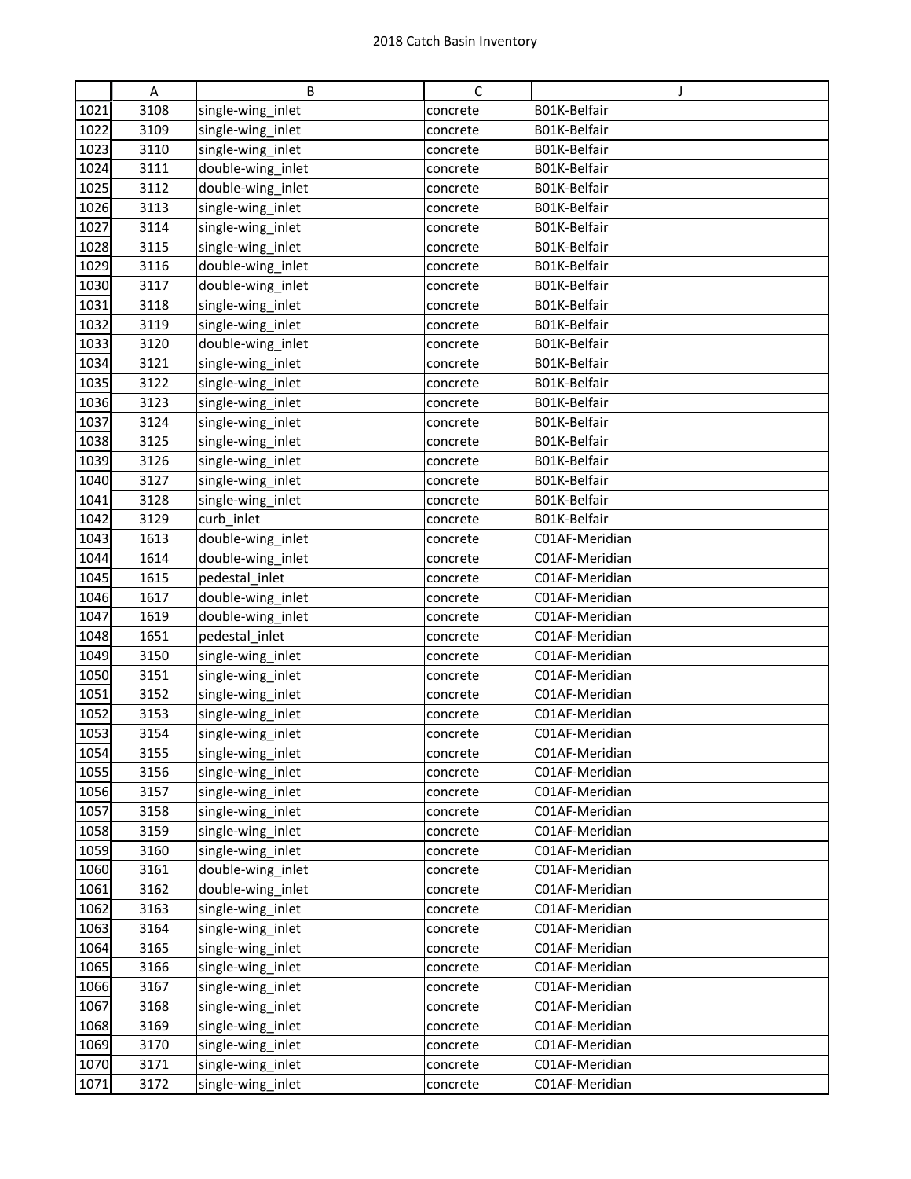# 2018 Catch Basin Inventory

| | A | B | C | J |
|---|---|---|---|---|
| 1021 | 3108 | single-wing_inlet | concrete | B01K-Belfair |
| 1022 | 3109 | single-wing_inlet | concrete | B01K-Belfair |
| 1023 | 3110 | single-wing_inlet | concrete | B01K-Belfair |
| 1024 | 3111 | double-wing_inlet | concrete | B01K-Belfair |
| 1025 | 3112 | double-wing_inlet | concrete | B01K-Belfair |
| 1026 | 3113 | single-wing_inlet | concrete | B01K-Belfair |
| 1027 | 3114 | single-wing_inlet | concrete | B01K-Belfair |
| 1028 | 3115 | single-wing_inlet | concrete | B01K-Belfair |
| 1029 | 3116 | double-wing_inlet | concrete | B01K-Belfair |
| 1030 | 3117 | double-wing_inlet | concrete | B01K-Belfair |
| 1031 | 3118 | single-wing_inlet | concrete | B01K-Belfair |
| 1032 | 3119 | single-wing_inlet | concrete | B01K-Belfair |
| 1033 | 3120 | double-wing_inlet | concrete | B01K-Belfair |
| 1034 | 3121 | single-wing_inlet | concrete | B01K-Belfair |
| 1035 | 3122 | single-wing_inlet | concrete | B01K-Belfair |
| 1036 | 3123 | single-wing_inlet | concrete | B01K-Belfair |
| 1037 | 3124 | single-wing_inlet | concrete | B01K-Belfair |
| 1038 | 3125 | single-wing_inlet | concrete | B01K-Belfair |
| 1039 | 3126 | single-wing_inlet | concrete | B01K-Belfair |
| 1040 | 3127 | single-wing_inlet | concrete | B01K-Belfair |
| 1041 | 3128 | single-wing_inlet | concrete | B01K-Belfair |
| 1042 | 3129 | curb_inlet | concrete | B01K-Belfair |
| 1043 | 1613 | double-wing_inlet | concrete | C01AF-Meridian |
| 1044 | 1614 | double-wing_inlet | concrete | C01AF-Meridian |
| 1045 | 1615 | pedestal_inlet | concrete | C01AF-Meridian |
| 1046 | 1617 | double-wing_inlet | concrete | C01AF-Meridian |
| 1047 | 1619 | double-wing_inlet | concrete | C01AF-Meridian |
| 1048 | 1651 | pedestal_inlet | concrete | C01AF-Meridian |
| 1049 | 3150 | single-wing_inlet | concrete | C01AF-Meridian |
| 1050 | 3151 | single-wing_inlet | concrete | C01AF-Meridian |
| 1051 | 3152 | single-wing_inlet | concrete | C01AF-Meridian |
| 1052 | 3153 | single-wing_inlet | concrete | C01AF-Meridian |
| 1053 | 3154 | single-wing_inlet | concrete | C01AF-Meridian |
| 1054 | 3155 | single-wing_inlet | concrete | C01AF-Meridian |
| 1055 | 3156 | single-wing_inlet | concrete | C01AF-Meridian |
| 1056 | 3157 | single-wing_inlet | concrete | C01AF-Meridian |
| 1057 | 3158 | single-wing_inlet | concrete | C01AF-Meridian |
| 1058 | 3159 | single-wing_inlet | concrete | C01AF-Meridian |
| 1059 | 3160 | single-wing_inlet | concrete | C01AF-Meridian |
| 1060 | 3161 | double-wing_inlet | concrete | C01AF-Meridian |
| 1061 | 3162 | double-wing_inlet | concrete | C01AF-Meridian |
| 1062 | 3163 | single-wing_inlet | concrete | C01AF-Meridian |
| 1063 | 3164 | single-wing_inlet | concrete | C01AF-Meridian |
| 1064 | 3165 | single-wing_inlet | concrete | C01AF-Meridian |
| 1065 | 3166 | single-wing_inlet | concrete | C01AF-Meridian |
| 1066 | 3167 | single-wing_inlet | concrete | C01AF-Meridian |
| 1067 | 3168 | single-wing_inlet | concrete | C01AF-Meridian |
| 1068 | 3169 | single-wing_inlet | concrete | C01AF-Meridian |
| 1069 | 3170 | single-wing_inlet | concrete | C01AF-Meridian |
| 1070 | 3171 | single-wing_inlet | concrete | C01AF-Meridian |
| 1071 | 3172 | single-wing_inlet | concrete | C01AF-Meridian |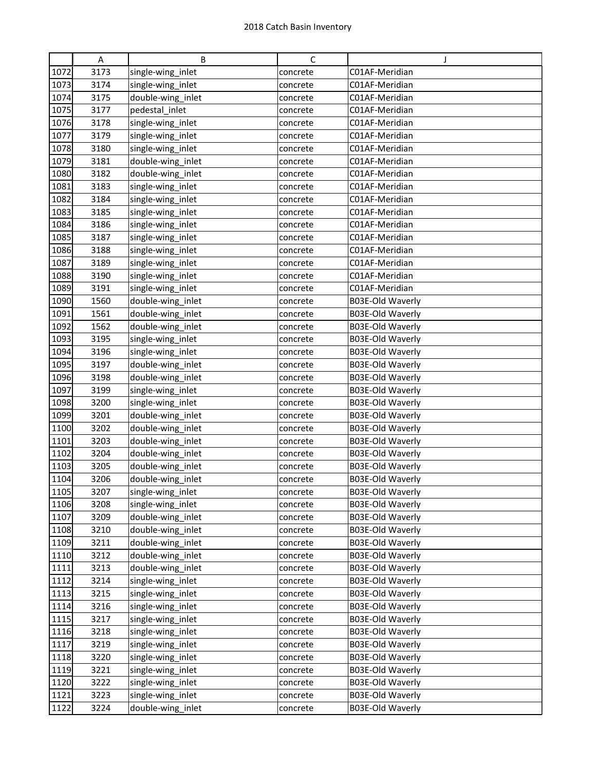|  | A | B | C | J |
|---|---|---|---|---|
| 1072 | 3173 | single-wing_inlet | concrete | C01AF-Meridian |
| 1073 | 3174 | single-wing_inlet | concrete | C01AF-Meridian |
| 1074 | 3175 | double-wing_inlet | concrete | C01AF-Meridian |
| 1075 | 3177 | pedestal_inlet | concrete | C01AF-Meridian |
| 1076 | 3178 | single-wing_inlet | concrete | C01AF-Meridian |
| 1077 | 3179 | single-wing_inlet | concrete | C01AF-Meridian |
| 1078 | 3180 | single-wing_inlet | concrete | C01AF-Meridian |
| 1079 | 3181 | double-wing_inlet | concrete | C01AF-Meridian |
| 1080 | 3182 | double-wing_inlet | concrete | C01AF-Meridian |
| 1081 | 3183 | single-wing_inlet | concrete | C01AF-Meridian |
| 1082 | 3184 | single-wing_inlet | concrete | C01AF-Meridian |
| 1083 | 3185 | single-wing_inlet | concrete | C01AF-Meridian |
| 1084 | 3186 | single-wing_inlet | concrete | C01AF-Meridian |
| 1085 | 3187 | single-wing_inlet | concrete | C01AF-Meridian |
| 1086 | 3188 | single-wing_inlet | concrete | C01AF-Meridian |
| 1087 | 3189 | single-wing_inlet | concrete | C01AF-Meridian |
| 1088 | 3190 | single-wing_inlet | concrete | C01AF-Meridian |
| 1089 | 3191 | single-wing_inlet | concrete | C01AF-Meridian |
| 1090 | 1560 | double-wing_inlet | concrete | B03E-Old Waverly |
| 1091 | 1561 | double-wing_inlet | concrete | B03E-Old Waverly |
| 1092 | 1562 | double-wing_inlet | concrete | B03E-Old Waverly |
| 1093 | 3195 | single-wing_inlet | concrete | B03E-Old Waverly |
| 1094 | 3196 | single-wing_inlet | concrete | B03E-Old Waverly |
| 1095 | 3197 | double-wing_inlet | concrete | B03E-Old Waverly |
| 1096 | 3198 | double-wing_inlet | concrete | B03E-Old Waverly |
| 1097 | 3199 | single-wing_inlet | concrete | B03E-Old Waverly |
| 1098 | 3200 | single-wing_inlet | concrete | B03E-Old Waverly |
| 1099 | 3201 | double-wing_inlet | concrete | B03E-Old Waverly |
| 1100 | 3202 | double-wing_inlet | concrete | B03E-Old Waverly |
| 1101 | 3203 | double-wing_inlet | concrete | B03E-Old Waverly |
| 1102 | 3204 | double-wing_inlet | concrete | B03E-Old Waverly |
| 1103 | 3205 | double-wing_inlet | concrete | B03E-Old Waverly |
| 1104 | 3206 | double-wing_inlet | concrete | B03E-Old Waverly |
| 1105 | 3207 | single-wing_inlet | concrete | B03E-Old Waverly |
| 1106 | 3208 | single-wing_inlet | concrete | B03E-Old Waverly |
| 1107 | 3209 | double-wing_inlet | concrete | B03E-Old Waverly |
| 1108 | 3210 | double-wing_inlet | concrete | B03E-Old Waverly |
| 1109 | 3211 | double-wing_inlet | concrete | B03E-Old Waverly |
| 1110 | 3212 | double-wing_inlet | concrete | B03E-Old Waverly |
| 1111 | 3213 | double-wing_inlet | concrete | B03E-Old Waverly |
| 1112 | 3214 | single-wing_inlet | concrete | B03E-Old Waverly |
| 1113 | 3215 | single-wing_inlet | concrete | B03E-Old Waverly |
| 1114 | 3216 | single-wing_inlet | concrete | B03E-Old Waverly |
| 1115 | 3217 | single-wing_inlet | concrete | B03E-Old Waverly |
| 1116 | 3218 | single-wing_inlet | concrete | B03E-Old Waverly |
| 1117 | 3219 | single-wing_inlet | concrete | B03E-Old Waverly |
| 1118 | 3220 | single-wing_inlet | concrete | B03E-Old Waverly |
| 1119 | 3221 | single-wing_inlet | concrete | B03E-Old Waverly |
| 1120 | 3222 | single-wing_inlet | concrete | B03E-Old Waverly |
| 1121 | 3223 | single-wing_inlet | concrete | B03E-Old Waverly |
| 1122 | 3224 | double-wing_inlet | concrete | B03E-Old Waverly |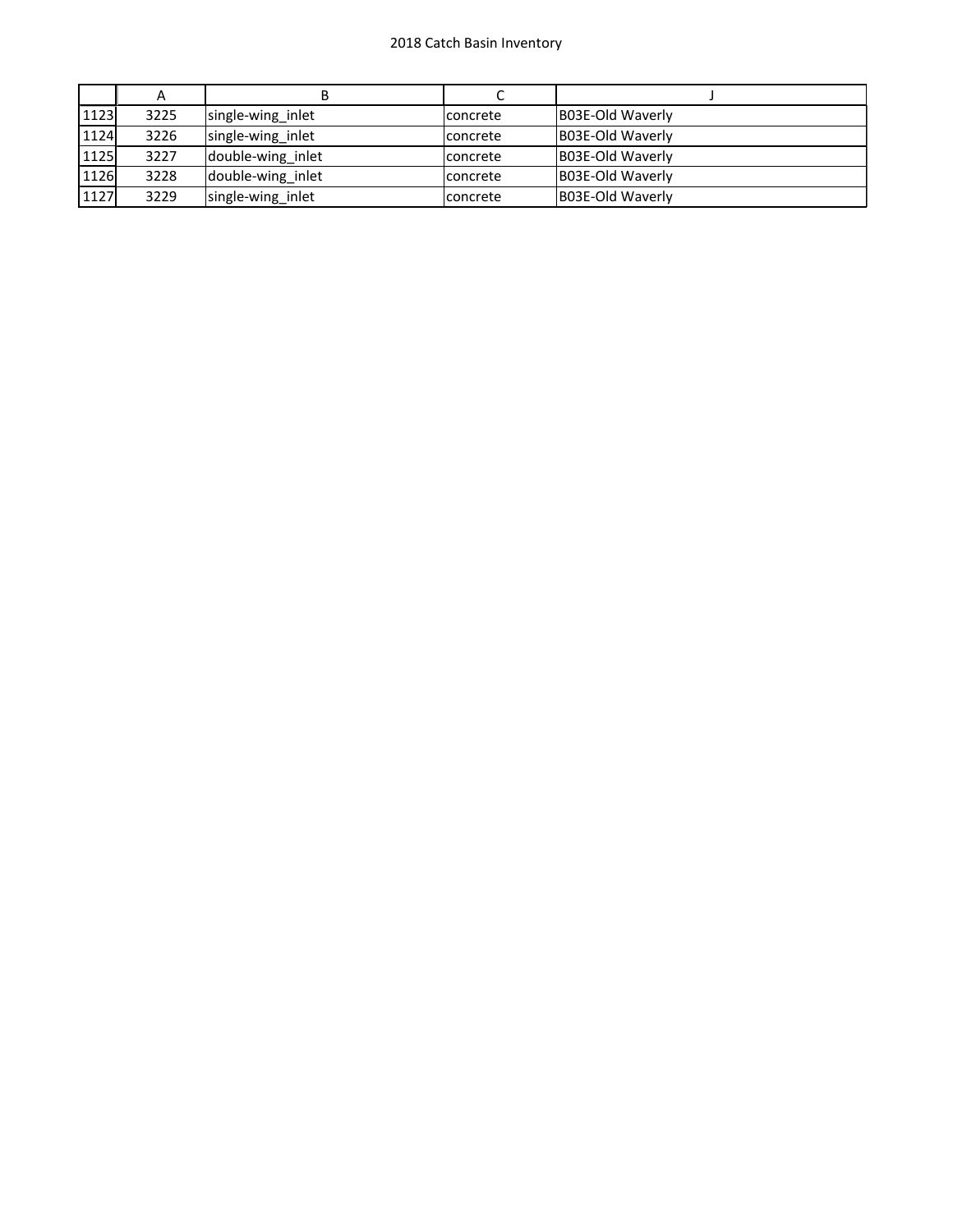|  | A | B | C | J |
|---|---|---|---|---|
| 1123 | 3225 | single-wing_inlet | concrete | B03E-Old Waverly |
| 1124 | 3226 | single-wing_inlet | concrete | B03E-Old Waverly |
| 1125 | 3227 | double-wing_inlet | concrete | B03E-Old Waverly |
| 1126 | 3228 | double-wing_inlet | concrete | B03E-Old Waverly |
| 1127 | 3229 | single-wing_inlet | concrete | B03E-Old Waverly |